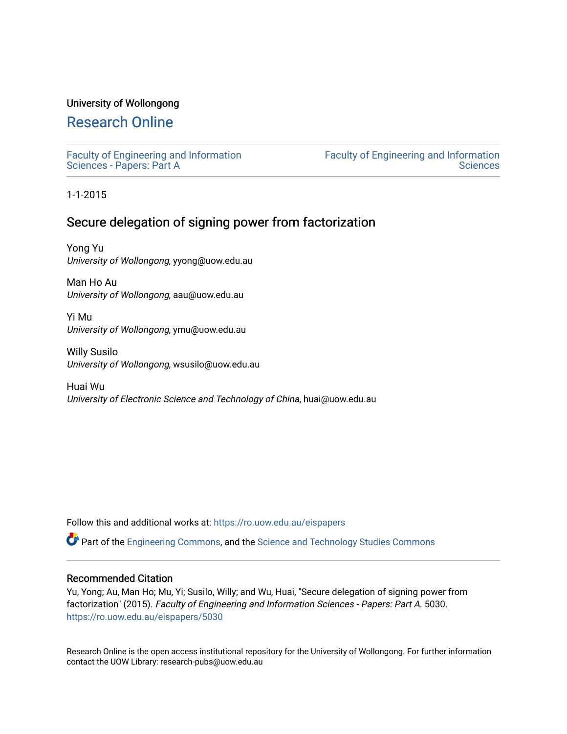University of Wollongong

# Research Online

Faculty of Engineering and Information Sciences - Papers: Part A

Faculty of Engineering and Information Sciences

1-1-2015

## Secure delegation of signing power from factorization

Yong Yu
*University of Wollongong*, yyong@uow.edu.au

Man Ho Au
*University of Wollongong*, aau@uow.edu.au

Yi Mu
*University of Wollongong*, ymu@uow.edu.au

Willy Susilo
*University of Wollongong*, wsusilo@uow.edu.au

Huai Wu
*University of Electronic Science and Technology of China*, huai@uow.edu.au

Follow this and additional works at: https://ro.uow.edu.au/eispapers

Part of the Engineering Commons, and the Science and Technology Studies Commons

### Recommended Citation

Yu, Yong; Au, Man Ho; Mu, Yi; Susilo, Willy; and Wu, Huai, "Secure delegation of signing power from factorization" (2015). *Faculty of Engineering and Information Sciences - Papers: Part A*. 5030.
https://ro.uow.edu.au/eispapers/5030

Research Online is the open access institutional repository for the University of Wollongong. For further information contact the UOW Library: research-pubs@uow.edu.au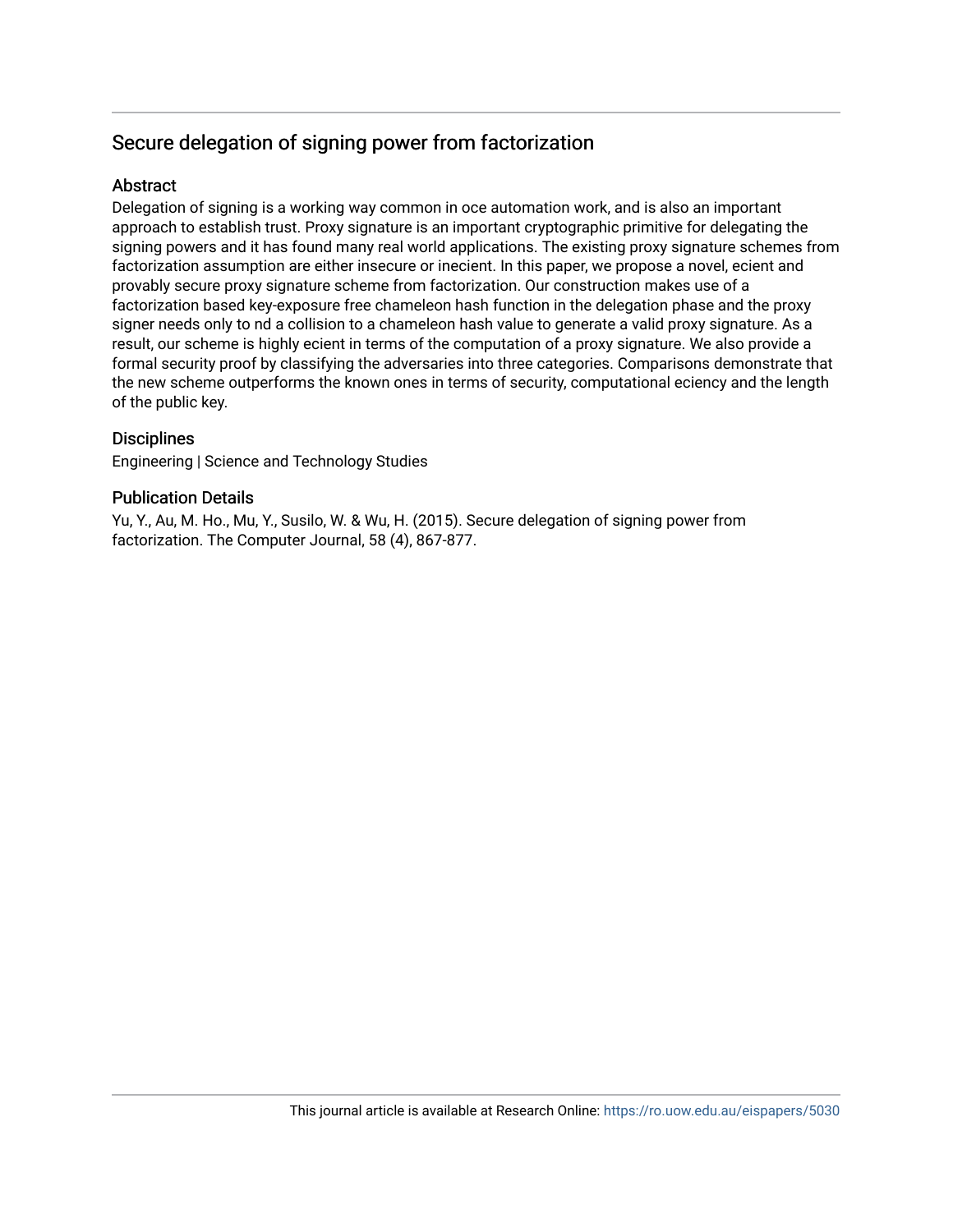## Secure delegation of signing power from factorization

### Abstract

Delegation of signing is a working way common in oce automation work, and is also an important approach to establish trust. Proxy signature is an important cryptographic primitive for delegating the signing powers and it has found many real world applications. The existing proxy signature schemes from factorization assumption are either insecure or inecient. In this paper, we propose a novel, ecient and provably secure proxy signature scheme from factorization. Our construction makes use of a factorization based key-exposure free chameleon hash function in the delegation phase and the proxy signer needs only to nd a collision to a chameleon hash value to generate a valid proxy signature. As a result, our scheme is highly ecient in terms of the computation of a proxy signature. We also provide a formal security proof by classifying the adversaries into three categories. Comparisons demonstrate that the new scheme outperforms the known ones in terms of security, computational eciency and the length of the public key.

### Disciplines

Engineering | Science and Technology Studies

### Publication Details

Yu, Y., Au, M. Ho., Mu, Y., Susilo, W. & Wu, H. (2015). Secure delegation of signing power from factorization. The Computer Journal, 58 (4), 867-877.

This journal article is available at Research Online: https://ro.uow.edu.au/eispapers/5030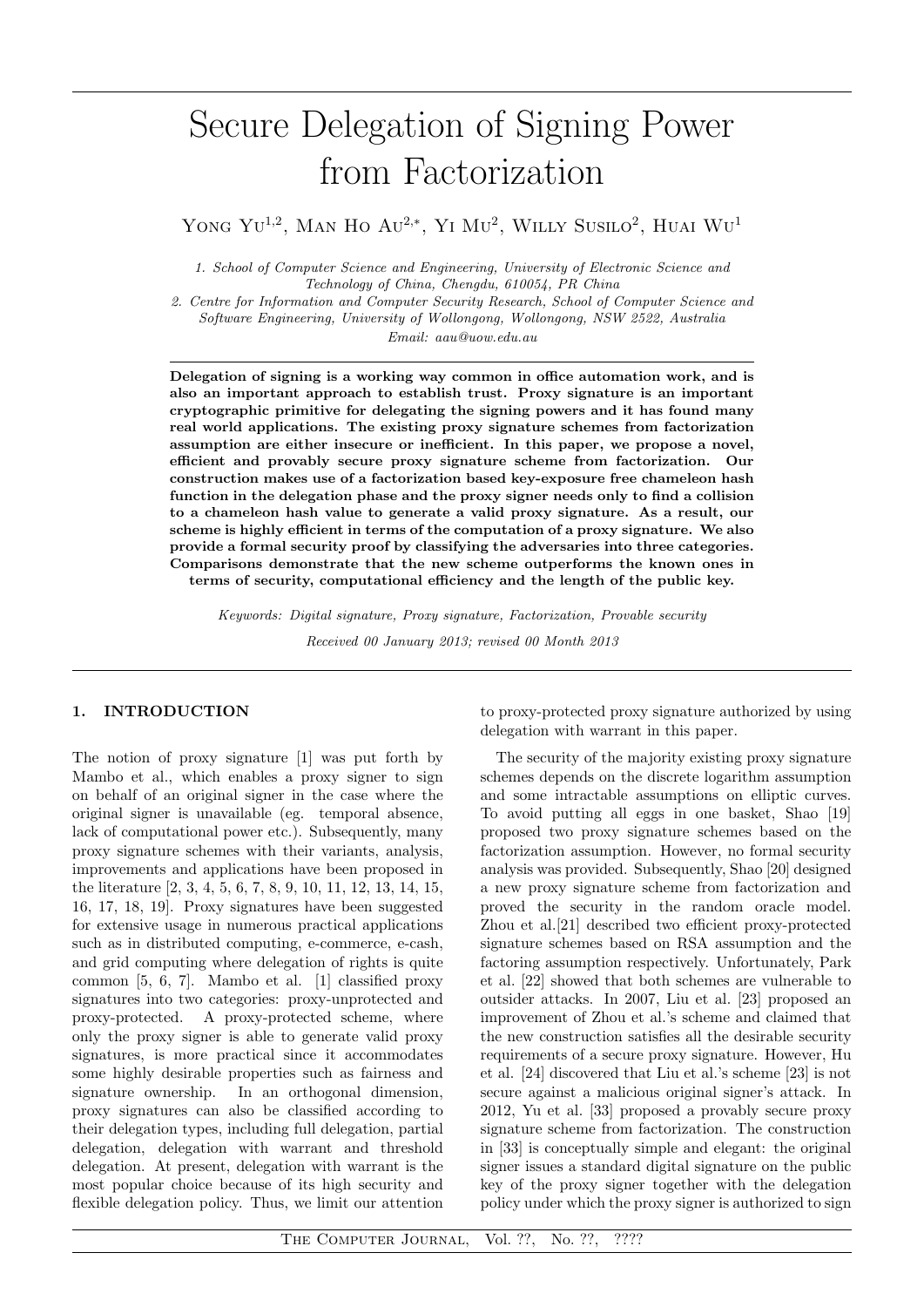# Secure Delegation of Signing Power from Factorization

Yong Yu[1,2], Man Ho Au[2,*], Yi Mu[2], Willy Susilo[2], Huai Wu[1]

*1. School of Computer Science and Engineering, University of Electronic Science and Technology of China, Chengdu, 610054, PR China*

*2. Centre for Information and Computer Security Research, School of Computer Science and Software Engineering, University of Wollongong, Wollongong, NSW 2522, Australia*

*Email: aau@uow.edu.au*

**Delegation of signing is a working way common in office automation work, and is also an important approach to establish trust. Proxy signature is an important cryptographic primitive for delegating the signing powers and it has found many real world applications. The existing proxy signature schemes from factorization assumption are either insecure or inefficient. In this paper, we propose a novel, efficient and provably secure proxy signature scheme from factorization. Our construction makes use of a factorization based key-exposure free chameleon hash function in the delegation phase and the proxy signer needs only to find a collision to a chameleon hash value to generate a valid proxy signature. As a result, our scheme is highly efficient in terms of the computation of a proxy signature. We also provide a formal security proof by classifying the adversaries into three categories. Comparisons demonstrate that the new scheme outperforms the known ones in terms of security, computational efficiency and the length of the public key.**

*Keywords: Digital signature, Proxy signature, Factorization, Provable security*

*Received 00 January 2013; revised 00 Month 2013*

## 1. INTRODUCTION

The notion of proxy signature [1] was put forth by Mambo et al., which enables a proxy signer to sign on behalf of an original signer in the case where the original signer is unavailable (eg. temporal absence, lack of computational power etc.). Subsequently, many proxy signature schemes with their variants, analysis, improvements and applications have been proposed in the literature [2, 3, 4, 5, 6, 7, 8, 9, 10, 11, 12, 13, 14, 15, 16, 17, 18, 19]. Proxy signatures have been suggested for extensive usage in numerous practical applications such as in distributed computing, e-commerce, e-cash, and grid computing where delegation of rights is quite common [5, 6, 7]. Mambo et al. [1] classified proxy signatures into two categories: proxy-unprotected and proxy-protected. A proxy-protected scheme, where only the proxy signer is able to generate valid proxy signatures, is more practical since it accommodates some highly desirable properties such as fairness and signature ownership. In an orthogonal dimension, proxy signatures can also be classified according to their delegation types, including full delegation, partial delegation, delegation with warrant and threshold delegation. At present, delegation with warrant is the most popular choice because of its high security and flexible delegation policy. Thus, we limit our attention to proxy-protected proxy signature authorized by using delegation with warrant in this paper.

The security of the majority existing proxy signature schemes depends on the discrete logarithm assumption and some intractable assumptions on elliptic curves. To avoid putting all eggs in one basket, Shao [19] proposed two proxy signature schemes based on the factorization assumption. However, no formal security analysis was provided. Subsequently, Shao [20] designed a new proxy signature scheme from factorization and proved the security in the random oracle model. Zhou et al.[21] described two efficient proxy-protected signature schemes based on RSA assumption and the factoring assumption respectively. Unfortunately, Park et al. [22] showed that both schemes are vulnerable to outsider attacks. In 2007, Liu et al. [23] proposed an improvement of Zhou et al.'s scheme and claimed that the new construction satisfies all the desirable security requirements of a secure proxy signature. However, Hu et al. [24] discovered that Liu et al.'s scheme [23] is not secure against a malicious original signer's attack. In 2012, Yu et al. [33] proposed a provably secure proxy signature scheme from factorization. The construction in [33] is conceptually simple and elegant: the original signer issues a standard digital signature on the public key of the proxy signer together with the delegation policy under which the proxy signer is authorized to sign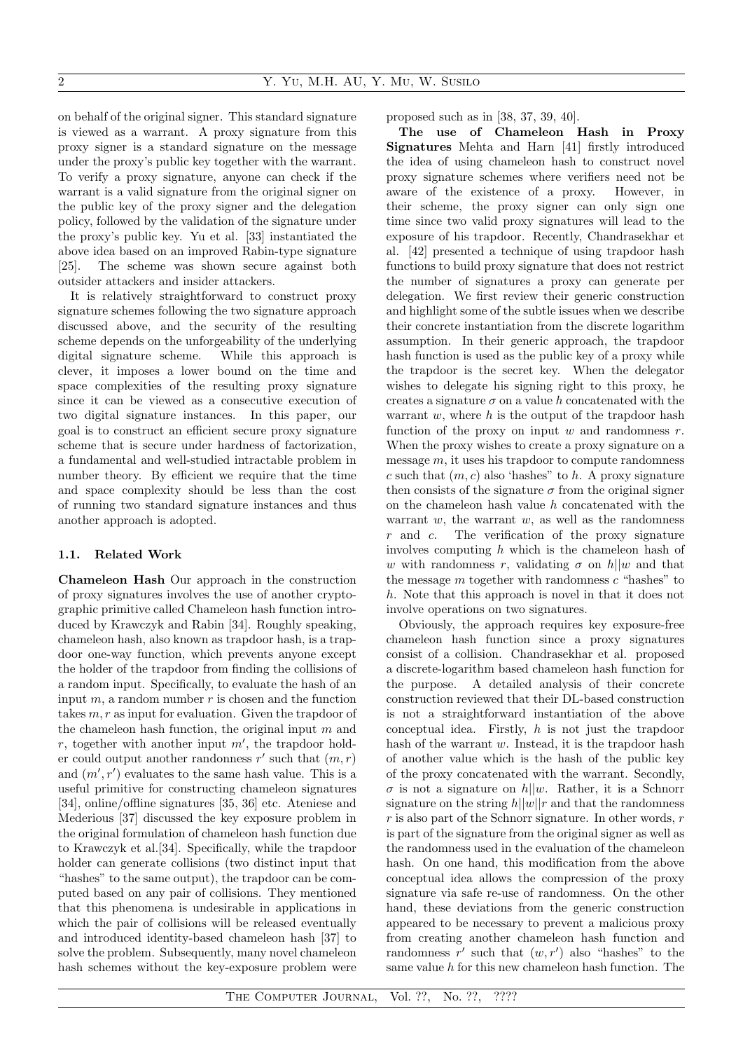on behalf of the original signer. This standard signature is viewed as a warrant. A proxy signature from this proxy signer is a standard signature on the message under the proxy's public key together with the warrant. To verify a proxy signature, anyone can check if the warrant is a valid signature from the original signer on the public key of the proxy signer and the delegation policy, followed by the validation of the signature under the proxy's public key. Yu et al. [33] instantiated the above idea based on an improved Rabin-type signature [25]. The scheme was shown secure against both outsider attackers and insider attackers.

It is relatively straightforward to construct proxy signature schemes following the two signature approach discussed above, and the security of the resulting scheme depends on the unforgeability of the underlying digital signature scheme. While this approach is clever, it imposes a lower bound on the time and space complexities of the resulting proxy signature since it can be viewed as a consecutive execution of two digital signature instances. In this paper, our goal is to construct an efficient secure proxy signature scheme that is secure under hardness of factorization, a fundamental and well-studied intractable problem in number theory. By efficient we require that the time and space complexity should be less than the cost of running two standard signature instances and thus another approach is adopted.

### 1.1. Related Work

**Chameleon Hash** Our approach in the construction of proxy signatures involves the use of another cryptographic primitive called Chameleon hash function introduced by Krawczyk and Rabin [34]. Roughly speaking, chameleon hash, also known as trapdoor hash, is a trapdoor one-way function, which prevents anyone except the holder of the trapdoor from finding the collisions of a random input. Specifically, to evaluate the hash of an input $m$, a random number $r$ is chosen and the function takes $m, r$ as input for evaluation. Given the trapdoor of the chameleon hash function, the original input $m$ and $r$, together with another input $m'$, the trapdoor holder could output another randonness $r'$ such that $(m, r)$ and $(m', r')$ evaluates to the same hash value. This is a useful primitive for constructing chameleon signatures [34], online/offline signatures [35, 36] etc. Ateniese and Mederious [37] discussed the key exposure problem in the original formulation of chameleon hash function due to Krawczyk et al.[34]. Specifically, while the trapdoor holder can generate collisions (two distinct input that "hashes" to the same output), the trapdoor can be computed based on any pair of collisions. They mentioned that this phenomena is undesirable in applications in which the pair of collisions will be released eventually and introduced identity-based chameleon hash [37] to solve the problem. Subsequently, many novel chameleon hash schemes without the key-exposure problem were proposed such as in [38, 37, 39, 40].

**The use of Chameleon Hash in Proxy Signatures** Mehta and Harn [41] firstly introduced the idea of using chameleon hash to construct novel proxy signature schemes where verifiers need not be aware of the existence of a proxy. However, in their scheme, the proxy signer can only sign one time since two valid proxy signatures will lead to the exposure of his trapdoor. Recently, Chandrasekhar et al. [42] presented a technique of using trapdoor hash functions to build proxy signature that does not restrict the number of signatures a proxy can generate per delegation. We first review their generic construction and highlight some of the subtle issues when we describe their concrete instantiation from the discrete logarithm assumption. In their generic approach, the trapdoor hash function is used as the public key of a proxy while the trapdoor is the secret key. When the delegator wishes to delegate his signing right to this proxy, he creates a signature $\sigma$ on a value $h$ concatenated with the warrant $w$, where $h$ is the output of the trapdoor hash function of the proxy on input $w$ and randomness $r$. When the proxy wishes to create a proxy signature on a message $m$, it uses his trapdoor to compute randomness $c$ such that $(m, c)$ also 'hashes' to $h$. A proxy signature then consists of the signature $\sigma$ from the original signer on the chameleon hash value $h$ concatenated with the warrant $w$, the warrant $w$, as well as the randomness $r$ and $c$. The verification of the proxy signature involves computing $h$ which is the chameleon hash of $w$ with randomness $r$, validating $\sigma$ on $h||w$ and that the message $m$ together with randomness $c$ "hashes" to $h$. Note that this approach is novel in that it does not involve operations on two signatures.

Obviously, the approach requires key exposure-free chameleon hash function since a proxy signatures consist of a collision. Chandrasekhar et al. proposed a discrete-logarithm based chameleon hash function for the purpose. A detailed analysis of their concrete construction reviewed that their DL-based construction is not a straightforward instantiation of the above conceptual idea. Firstly, $h$ is not just the trapdoor hash of the warrant $w$. Instead, it is the trapdoor hash of another value which is the hash of the public key of the proxy concatenated with the warrant. Secondly, $\sigma$ is not a signature on $h||w$. Rather, it is a Schnorr signature on the string $h||w||r$ and that the randomness $r$ is also part of the Schnorr signature. In other words, $r$ is part of the signature from the original signer as well as the randomness used in the evaluation of the chameleon hash. On one hand, this modification from the above conceptual idea allows the compression of the proxy signature via safe re-use of randomness. On the other hand, these deviations from the generic construction appeared to be necessary to prevent a malicious proxy from creating another chameleon hash function and randomness $r'$ such that $(w, r')$ also "hashes" to the same value $h$ for this new chameleon hash function. The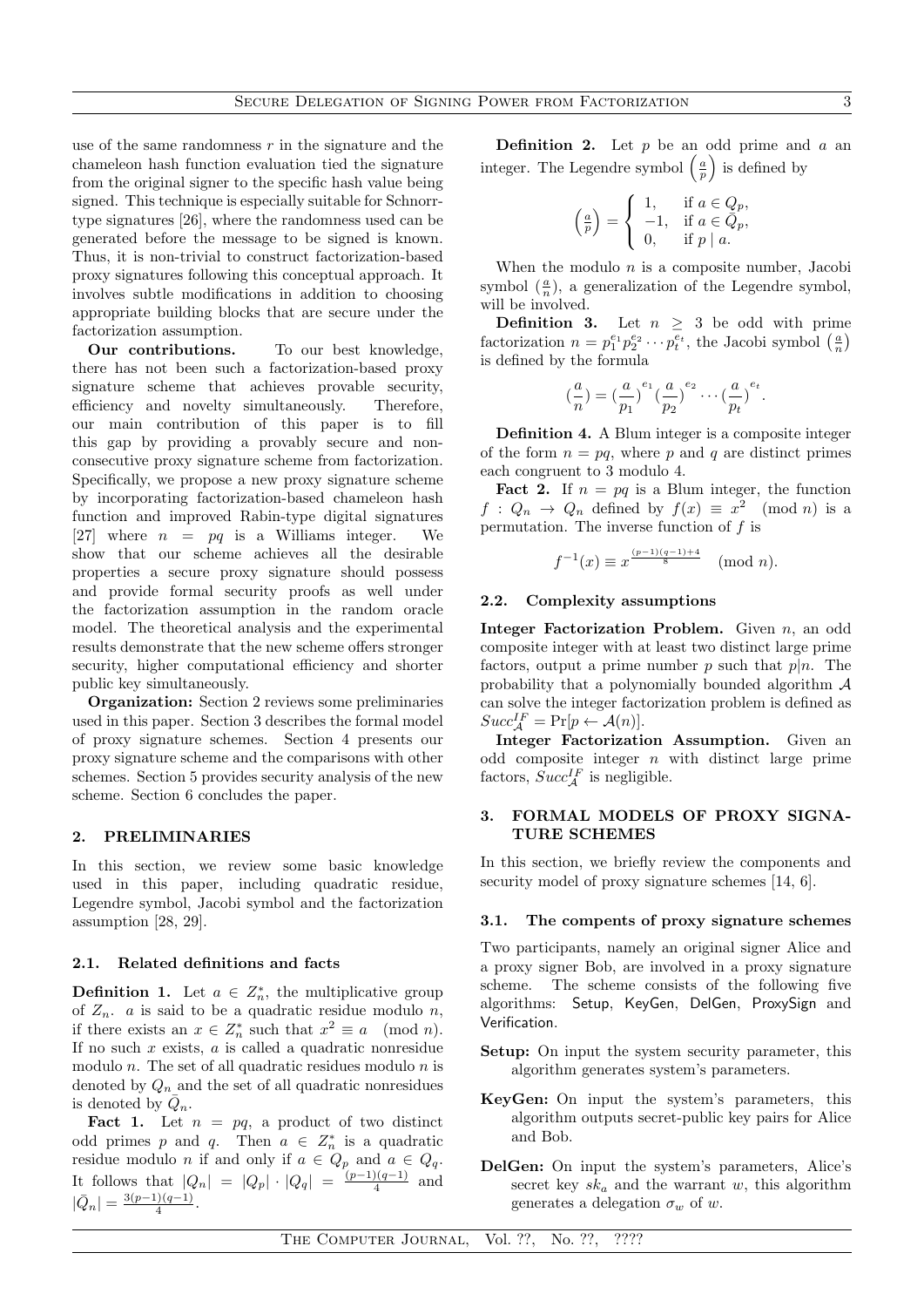use of the same randomness $r$ in the signature and the chameleon hash function evaluation tied the signature from the original signer to the specific hash value being signed. This technique is especially suitable for Schnorr-type signatures [26], where the randomness used can be generated before the message to be signed is known. Thus, it is non-trivial to construct factorization-based proxy signatures following this conceptual approach. It involves subtle modifications in addition to choosing appropriate building blocks that are secure under the factorization assumption.

**Our contributions.** To our best knowledge, there has not been such a factorization-based proxy signature scheme that achieves provable security, efficiency and novelty simultaneously. Therefore, our main contribution of this paper is to fill this gap by providing a provably secure and non-consecutive proxy signature scheme from factorization. Specifically, we propose a new proxy signature scheme by incorporating factorization-based chameleon hash function and improved Rabin-type digital signatures [27] where $n = pq$ is a Williams integer. We show that our scheme achieves all the desirable properties a secure proxy signature should possess and provide formal security proofs as well under the factorization assumption in the random oracle model. The theoretical analysis and the experimental results demonstrate that the new scheme offers stronger security, higher computational efficiency and shorter public key simultaneously.

**Organization:** Section 2 reviews some preliminaries used in this paper. Section 3 describes the formal model of proxy signature schemes. Section 4 presents our proxy signature scheme and the comparisons with other schemes. Section 5 provides security analysis of the new scheme. Section 6 concludes the paper.

## 2. PRELIMINARIES

In this section, we review some basic knowledge used in this paper, including quadratic residue, Legendre symbol, Jacobi symbol and the factorization assumption [28, 29].

### 2.1. Related definitions and facts

**Definition 1.** Let $a \in Z_n^*$, the multiplicative group of $Z_n$. $a$ is said to be a quadratic residue modulo $n$, if there exists an $x \in Z_n^*$ such that $x^2 \equiv a \pmod{n}$. If no such $x$ exists, $a$ is called a quadratic nonresidue modulo $n$. The set of all quadratic residues modulo $n$ is denoted by $Q_n$ and the set of all quadratic nonresidues is denoted by $\bar{Q}_n$.

**Fact 1.** Let $n = pq$, a product of two distinct odd primes $p$ and $q$. Then $a \in Z_n^*$ is a quadratic residue modulo $n$ if and only if $a \in Q_p$ and $a \in Q_q$. It follows that $|Q_n| = |Q_p| \cdot |Q_q| = \frac{(p-1)(q-1)}{4}$ and $|\bar{Q}_n| = \frac{3(p-1)(q-1)}{4}$.

**Definition 2.** Let $p$ be an odd prime and $a$ an integer. The Legendre symbol $\left(\frac{a}{p}\right)$ is defined by

$$\left(\frac{a}{p}\right) = \begin{cases} 1, & \text{if } a \in Q_p, \\ -1, & \text{if } a \in \bar{Q}_p, \\ 0, & \text{if } p \mid a. \end{cases}$$

When the modulo $n$ is a composite number, Jacobi symbol $(\frac{a}{n})$, a generalization of the Legendre symbol, will be involved.

**Definition 3.** Let $n \geq 3$ be odd with prime factorization $n = p_1^{e_1} p_2^{e_2} \cdots p_t^{e_t}$, the Jacobi symbol $\left(\frac{a}{n}\right)$ is defined by the formula

$$(\frac{a}{n}) = (\frac{a}{p_1})^{e_1} (\frac{a}{p_2})^{e_2} \cdots (\frac{a}{p_t})^{e_t}.$$

**Definition 4.** A Blum integer is a composite integer of the form $n = pq$, where $p$ and $q$ are distinct primes each congruent to 3 modulo 4.

**Fact 2.** If $n = pq$ is a Blum integer, the function $f : Q_n \to Q_n$ defined by $f(x) \equiv x^2 \pmod{n}$ is a permutation. The inverse function of $f$ is

$$f^{-1}(x) \equiv x^{\frac{(p-1)(q-1)+4}{8}} \pmod{n}.$$

### 2.2. Complexity assumptions

**Integer Factorization Problem.** Given $n$, an odd composite integer with at least two distinct large prime factors, output a prime number $p$ such that $p|n$. The probability that a polynomially bounded algorithm $\mathcal{A}$ can solve the integer factorization problem is defined as $Succ_{\mathcal{A}}^{IF} = \Pr[p \leftarrow \mathcal{A}(n)]$.

**Integer Factorization Assumption.** Given an odd composite integer $n$ with distinct large prime factors, $Succ_{\mathcal{A}}^{IF}$ is negligible.

## 3. FORMAL MODELS OF PROXY SIGNATURE SCHEMES

In this section, we briefly review the components and security model of proxy signature schemes [14, 6].

### 3.1. The compents of proxy signature schemes

Two participants, namely an original signer Alice and a proxy signer Bob, are involved in a proxy signature scheme. The scheme consists of the following five algorithms: Setup, KeyGen, DelGen, ProxySign and Verification.

- **Setup:** On input the system security parameter, this algorithm generates system's parameters.
- **KeyGen:** On input the system's parameters, this algorithm outputs secret-public key pairs for Alice and Bob.
- **DelGen:** On input the system's parameters, Alice's secret key $sk_a$ and the warrant $w$, this algorithm generates a delegation $\sigma_w$ of $w$.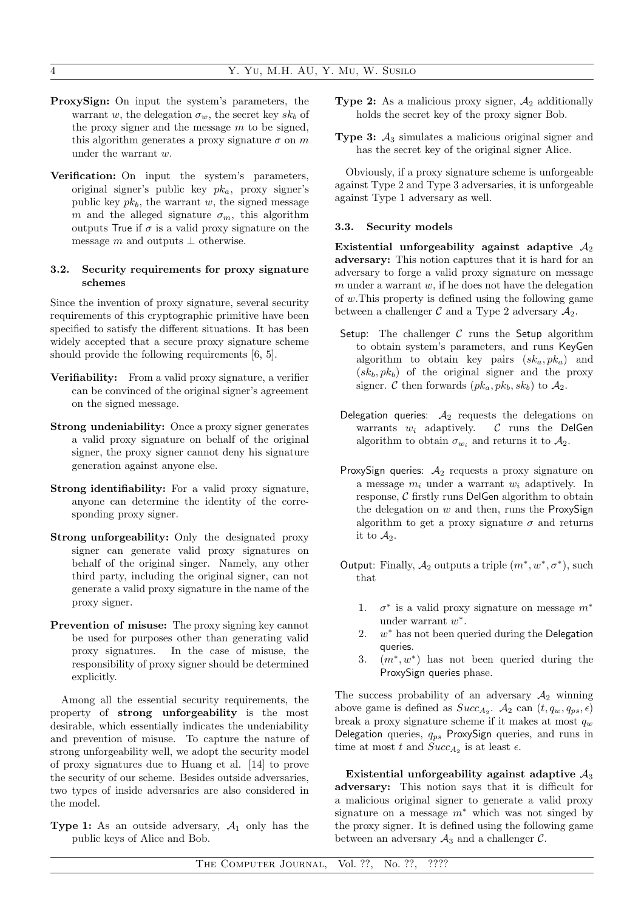**ProxySign:** On input the system's parameters, the warrant $w$, the delegation $\sigma_w$, the secret key $sk_b$ of the proxy signer and the message $m$ to be signed, this algorithm generates a proxy signature $\sigma$ on $m$ under the warrant $w$.

**Verification:** On input the system's parameters, original signer's public key $pk_a$, proxy signer's public key $pk_b$, the warrant $w$, the signed message $m$ and the alleged signature $\sigma_m$, this algorithm outputs True if $\sigma$ is a valid proxy signature on the message $m$ and outputs $\perp$ otherwise.

### 3.2. Security requirements for proxy signature schemes

Since the invention of proxy signature, several security requirements of this cryptographic primitive have been specified to satisfy the different situations. It has been widely accepted that a secure proxy signature scheme should provide the following requirements [6, 5].

**Verifiability:** From a valid proxy signature, a verifier can be convinced of the original signer's agreement on the signed message.

**Strong undeniability:** Once a proxy signer generates a valid proxy signature on behalf of the original signer, the proxy signer cannot deny his signature generation against anyone else.

**Strong identifiability:** For a valid proxy signature, anyone can determine the identity of the corresponding proxy signer.

**Strong unforgeability:** Only the designated proxy signer can generate valid proxy signatures on behalf of the original singer. Namely, any other third party, including the original signer, can not generate a valid proxy signature in the name of the proxy signer.

**Prevention of misuse:** The proxy signing key cannot be used for purposes other than generating valid proxy signatures. In the case of misuse, the responsibility of proxy signer should be determined explicitly.

Among all the essential security requirements, the property of **strong unforgeability** is the most desirable, which essentially indicates the undeniability and prevention of misuse. To capture the nature of strong unforgeability well, we adopt the security model of proxy signatures due to Huang et al. [14] to prove the security of our scheme. Besides outside adversaries, two types of inside adversaries are also considered in the model.

**Type 1:** As an outside adversary, $\mathcal{A}_1$ only has the public keys of Alice and Bob.

**Type 2:** As a malicious proxy signer, $\mathcal{A}_2$ additionally holds the secret key of the proxy signer Bob.

**Type 3:** $\mathcal{A}_3$ simulates a malicious original signer and has the secret key of the original signer Alice.

Obviously, if a proxy signature scheme is unforgeable against Type 2 and Type 3 adversaries, it is unforgeable against Type 1 adversary as well.

### 3.3. Security models

**Existential unforgeability against adaptive $\mathcal{A}_2$ adversary:** This notion captures that it is hard for an adversary to forge a valid proxy signature on message $m$ under a warrant $w$, if he does not have the delegation of $w$.This property is defined using the following game between a challenger $\mathcal{C}$ and a Type 2 adversary $\mathcal{A}_2$.

Setup: The challenger $\mathcal{C}$ runs the Setup algorithm to obtain system's parameters, and runs KeyGen algorithm to obtain key pairs $(sk_a, pk_a)$ and $(sk_b, pk_b)$ of the original signer and the proxy signer. $\mathcal{C}$ then forwards $(pk_a, pk_b, sk_b)$ to $\mathcal{A}_2$.

Delegation queries: $\mathcal{A}_2$ requests the delegations on warrants $w_i$ adaptively. $\mathcal{C}$ runs the DelGen algorithm to obtain $\sigma_{w_i}$ and returns it to $\mathcal{A}_2$.

ProxySign queries: $\mathcal{A}_2$ requests a proxy signature on a message $m_i$ under a warrant $w_i$ adaptively. In response, $\mathcal{C}$ firstly runs DelGen algorithm to obtain the delegation on $w$ and then, runs the ProxySign algorithm to get a proxy signature $\sigma$ and returns it to $\mathcal{A}_2$.

Output: Finally, $\mathcal{A}_2$ outputs a triple $(m^*, w^*, \sigma^*)$, such that

1. $\sigma^*$ is a valid proxy signature on message $m^*$ under warrant $w^*$.
2. $w^*$ has not been queried during the Delegation queries.
3. $(m^*, w^*)$ has not been queried during the ProxySign queries phase.

The success probability of an adversary $\mathcal{A}_2$ winning above game is defined as $Succ_{\mathcal{A}_2}$. $\mathcal{A}_2$ can $(t, q_w, q_{ps}, \epsilon)$ break a proxy signature scheme if it makes at most $q_w$ Delegation queries, $q_{ps}$ ProxySign queries, and runs in time at most $t$ and $Succ_{\mathcal{A}_2}$ is at least $\epsilon$.

**Existential unforgeability against adaptive $\mathcal{A}_3$ adversary:** This notion says that it is difficult for a malicious original signer to generate a valid proxy signature on a message $m^*$ which was not singed by the proxy signer. It is defined using the following game between an adversary $\mathcal{A}_3$ and a challenger $\mathcal{C}$.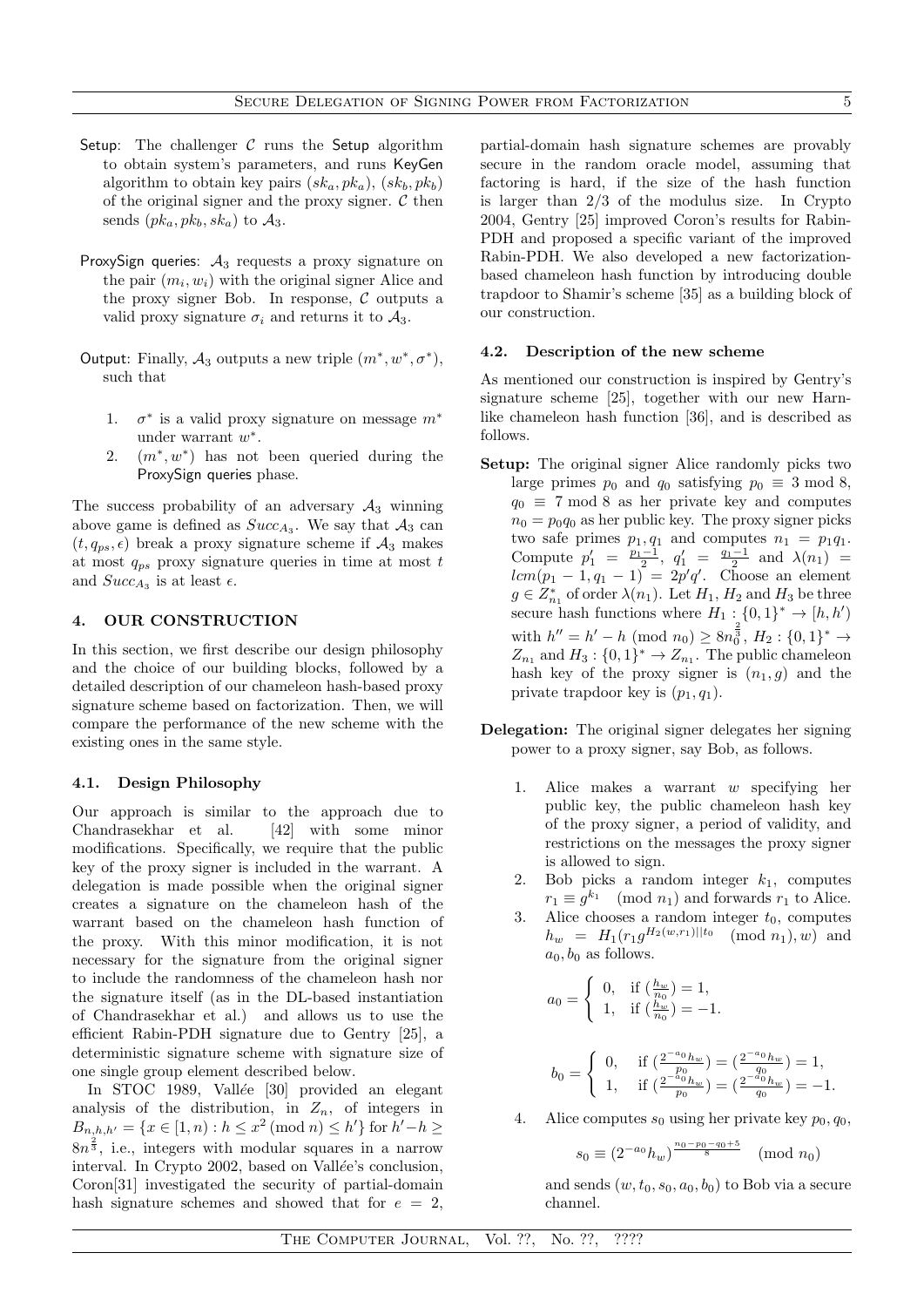- Setup: The challenger $\mathcal{C}$ runs the Setup algorithm to obtain system's parameters, and runs KeyGen algorithm to obtain key pairs $(sk_a, pk_a)$, $(sk_b, pk_b)$ of the original signer and the proxy signer. $\mathcal{C}$ then sends $(pk_a, pk_b, sk_a)$ to $\mathcal{A}_3$.
- ProxySign queries: $\mathcal{A}_3$ requests a proxy signature on the pair $(m_i, w_i)$ with the original signer Alice and the proxy signer Bob. In response, $\mathcal{C}$ outputs a valid proxy signature $\sigma_i$ and returns it to $\mathcal{A}_3$.
- Output: Finally, $\mathcal{A}_3$ outputs a new triple $(m^*, w^*, \sigma^*)$, such that
  1. $\sigma^*$ is a valid proxy signature on message $m^*$ under warrant $w^*$.
  2. $(m^*, w^*)$ has not been queried during the ProxySign queries phase.

The success probability of an adversary $\mathcal{A}_3$ winning above game is defined as $Succ_{\mathcal{A}_3}$. We say that $\mathcal{A}_3$ can $(t, q_{ps}, \epsilon)$ break a proxy signature scheme if $\mathcal{A}_3$ makes at most $q_{ps}$ proxy signature queries in time at most $t$ and $Succ_{\mathcal{A}_3}$ is at least $\epsilon$.

## 4. OUR CONSTRUCTION

In this section, we first describe our design philosophy and the choice of our building blocks, followed by a detailed description of our chameleon hash-based proxy signature scheme based on factorization. Then, we will compare the performance of the new scheme with the existing ones in the same style.

### 4.1. Design Philosophy

Our approach is similar to the approach due to Chandrasekhar et al. [42] with some minor modifications. Specifically, we require that the public key of the proxy signer is included in the warrant. A delegation is made possible when the original signer creates a signature on the chameleon hash of the warrant based on the chameleon hash function of the proxy. With this minor modification, it is not necessary for the signature from the original signer to include the randomness of the chameleon hash nor the signature itself (as in the DL-based instantiation of Chandrasekhar et al.) and allows us to use the efficient Rabin-PDH signature due to Gentry [25], a deterministic signature scheme with signature size of one single group element described below.

In STOC 1989, Vallée [30] provided an elegant analysis of the distribution, in $Z_n$, of integers in $B_{n,h,h'} = \{x \in [1,n) : h \leq x^2 \pmod n \leq h'\}$ for $h' - h \geq 8n^{\frac{2}{3}}$, i.e., integers with modular squares in a narrow interval. In Crypto 2002, based on Vallée's conclusion, Coron[31] investigated the security of partial-domain hash signature schemes and showed that for $e = 2$, partial-domain hash signature schemes are provably secure in the random oracle model, assuming that factoring is hard, if the size of the hash function is larger than 2/3 of the modulus size. In Crypto 2004, Gentry [25] improved Coron's results for Rabin-PDH and proposed a specific variant of the improved Rabin-PDH. We also developed a new factorization-based chameleon hash function by introducing double trapdoor to Shamir's scheme [35] as a building block of our construction.

### 4.2. Description of the new scheme

As mentioned our construction is inspired by Gentry's signature scheme [25], together with our new Harn-like chameleon hash function [36], and is described as follows.

**Setup:** The original signer Alice randomly picks two large primes $p_0$ and $q_0$ satisfying $p_0 \equiv 3 \bmod 8$, $q_0 \equiv 7 \bmod 8$ as her private key and computes $n_0 = p_0 q_0$ as her public key. The proxy signer picks two safe primes $p_1, q_1$ and computes $n_1 = p_1 q_1$. Compute $p_1' = \frac{p_1 - 1}{2}$, $q_1' = \frac{q_1 - 1}{2}$ and $\lambda(n_1) = lcm(p_1 - 1, q_1 - 1) = 2p'q'$. Choose an element $g \in Z_{n_1}^*$ of order $\lambda(n_1)$. Let $H_1, H_2$ and $H_3$ be three secure hash functions where $H_1 : \{0,1\}^* \to [h, h')$ with $h'' = h' - h \pmod{n_0} \geq 8n_0^{\frac{2}{3}}$, $H_2 : \{0,1\}^* \to Z_{n_1}$ and $H_3 : \{0,1\}^* \to Z_{n_1}$. The public chameleon hash key of the proxy signer is $(n_1, g)$ and the private trapdoor key is $(p_1, q_1)$.

**Delegation:** The original signer delegates her signing power to a proxy signer, say Bob, as follows.

1. Alice makes a warrant $w$ specifying her public key, the public chameleon hash key of the proxy signer, a period of validity, and restrictions on the messages the proxy signer is allowed to sign.
2. Bob picks a random integer $k_1$, computes $r_1 \equiv g^{k_1} \pmod{n_1}$ and forwards $r_1$ to Alice.
3. Alice chooses a random integer $t_0$, computes $h_w = H_1(r_1 g^{H_2(w, r_1)||t_0} \pmod{n_1}, w)$ and $a_0, b_0$ as follows.
$$a_0 = \begin{cases} 0, & \text{if } (\frac{h_w}{n_0}) = 1, \\ 1, & \text{if } (\frac{h_w}{n_0}) = -1. \end{cases}$$
$$b_0 = \begin{cases} 0, & \text{if } (\frac{2^{-a_0} h_w}{p_0}) = (\frac{2^{-a_0} h_w}{q_0}) = 1, \\ 1, & \text{if } (\frac{2^{-a_0} h_w}{p_0}) = (\frac{2^{-a_0} h_w}{q_0}) = -1. \end{cases}$$
4. Alice computes $s_0$ using her private key $p_0, q_0$,
$$s_0 \equiv (2^{-a_0} h_w)^{\frac{n_0 - p_0 - q_0 + 5}{8}} \pmod{n_0}$$
and sends $(w, t_0, s_0, a_0, b_0)$ to Bob via a secure channel.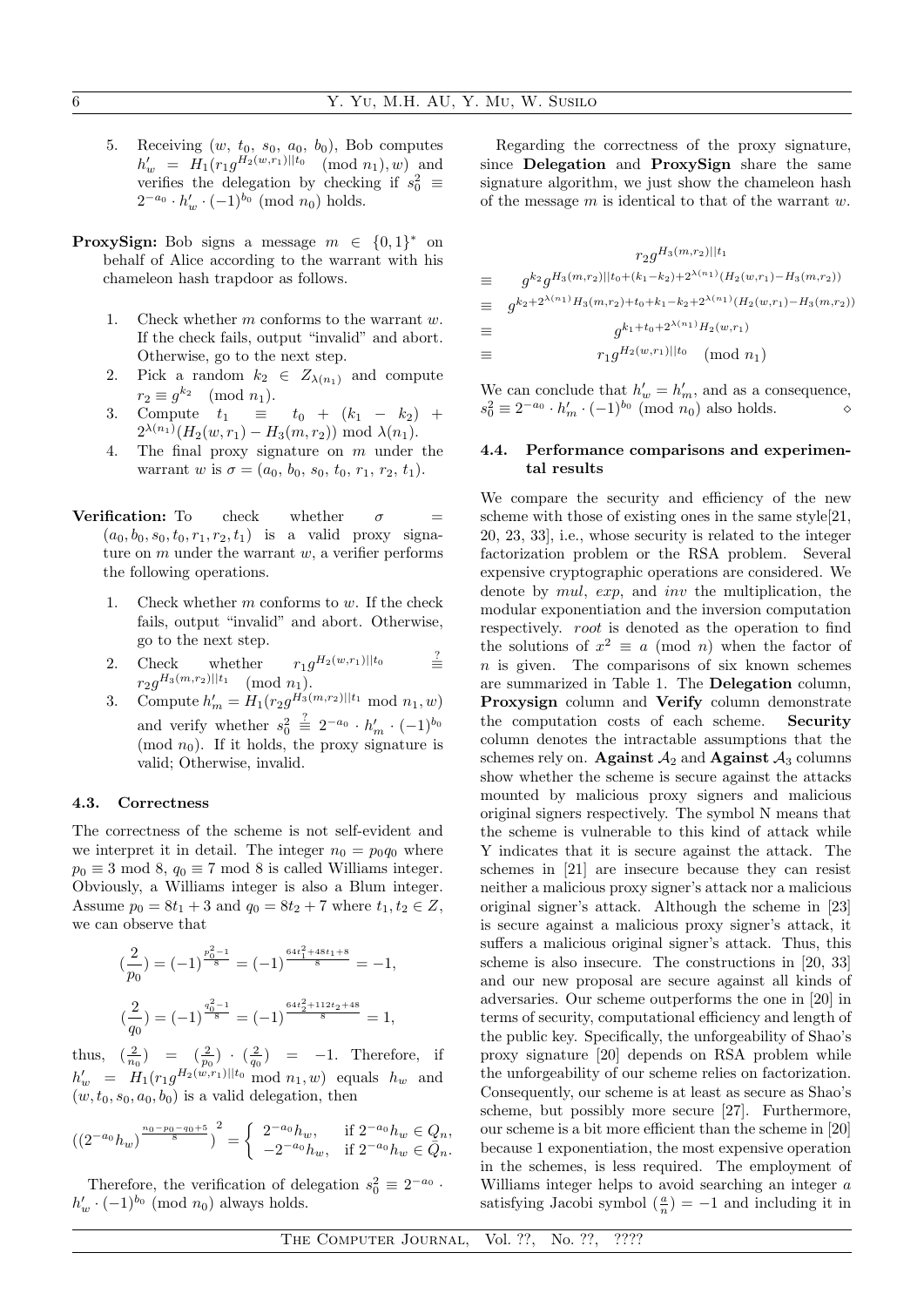5. Receiving $(w, t_0, s_0, a_0, b_0)$, Bob computes $h'_w = H_1(r_1 g^{H_2(w,r_1)||t_0} \pmod{n_1}, w)$ and verifies the delegation by checking if $s_0^2 \equiv 2^{-a_0} \cdot h'_w \cdot (-1)^{b_0} \pmod{n_0}$ holds.

**ProxySign:** Bob signs a message $m \in \{0,1\}^*$ on behalf of Alice according to the warrant with his chameleon hash trapdoor as follows.

1. Check whether $m$ conforms to the warrant $w$. If the check fails, output "invalid" and abort. Otherwise, go to the next step.
2. Pick a random $k_2 \in Z_{\lambda(n_1)}$ and compute $r_2 \equiv g^{k_2} \pmod{n_1}$.
3. Compute $t_1 \equiv t_0 + (k_1 - k_2) + 2^{\lambda(n_1)}(H_2(w, r_1) - H_3(m, r_2)) \bmod \lambda(n_1)$.
4. The final proxy signature on $m$ under the warrant $w$ is $\sigma = (a_0, b_0, s_0, t_0, r_1, r_2, t_1)$.

**Verification:** To check whether $\sigma = (a_0, b_0, s_0, t_0, r_1, r_2, t_1)$ is a valid proxy signature on $m$ under the warrant $w$, a verifier performs the following operations.

1. Check whether $m$ conforms to $w$. If the check fails, output "invalid" and abort. Otherwise, go to the next step.
2. Check whether $r_1 g^{H_2(w,r_1)||t_0} \stackrel{?}{\equiv} r_2 g^{H_3(m,r_2)||t_1} \pmod{n_1}$.
3. Compute $h'_m = H_1(r_2 g^{H_3(m,r_2)||t_1} \bmod n_1, w)$ and verify whether $s_0^2 \stackrel{?}{\equiv} 2^{-a_0} \cdot h'_m \cdot (-1)^{b_0} \pmod{n_0}$. If it holds, the proxy signature is valid; Otherwise, invalid.

### 4.3. Correctness

The correctness of the scheme is not self-evident and we interpret it in detail. The integer $n_0 = p_0 q_0$ where $p_0 \equiv 3 \bmod 8$, $q_0 \equiv 7 \bmod 8$ is called Williams integer. Obviously, a Williams integer is also a Blum integer. Assume $p_0 = 8t_1 + 3$ and $q_0 = 8t_2 + 7$ where $t_1, t_2 \in Z$, we can observe that

$$(\frac{2}{p_0}) = (-1)^{\frac{p_0^2-1}{8}} = (-1)^{\frac{64t_1^2+48t_1+8}{8}} = -1,$$

$$(\frac{2}{q_0}) = (-1)^{\frac{q_0^2-1}{8}} = (-1)^{\frac{64t_2^2+112t_2+48}{8}} = 1,$$

thus, $(\frac{2}{n_0}) = (\frac{2}{p_0}) \cdot (\frac{2}{q_0}) = -1$. Therefore, if $h'_w = H_1(r_1 g^{H_2(w,r_1)||t_0} \bmod n_1, w)$ equals $h_w$ and $(w, t_0, s_0, a_0, b_0)$ is a valid delegation, then

$$((2^{-a_0} h_w)^{\frac{n_0 - p_0 - q_0 + 5}{8}})^2 = \begin{cases} 2^{-a_0} h_w, & \text{if } 2^{-a_0} h_w \in Q_n, \\ -2^{-a_0} h_w, & \text{if } 2^{-a_0} h_w \in \bar{Q}_n. \end{cases}$$

Therefore, the verification of delegation $s_0^2 \equiv 2^{-a_0} \cdot h'_w \cdot (-1)^{b_0} \pmod{n_0}$ always holds.

Regarding the correctness of the proxy signature, since **Delegation** and **ProxySign** share the same signature algorithm, we just show the chameleon hash of the message $m$ is identical to that of the warrant $w$.

$$\begin{aligned}
& r_2 g^{H_3(m,r_2)||t_1} \\
\equiv\ & g^{k_2} g^{H_3(m,r_2)||t_0 + (k_1-k_2) + 2^{\lambda(n_1)}(H_2(w,r_1) - H_3(m,r_2))} \\
\equiv\ & g^{k_2 + 2^{\lambda(n_1)} H_3(m,r_2) + t_0 + k_1 - k_2 + 2^{\lambda(n_1)}(H_2(w,r_1) - H_3(m,r_2))} \\
\equiv\ & g^{k_1 + t_0 + 2^{\lambda(n_1)} H_2(w,r_1)} \\
\equiv\ & r_1 g^{H_2(w,r_1)||t_0} \pmod{n_1}
\end{aligned}$$

We can conclude that $h'_w = h'_m$, and as a consequence, $s_0^2 \equiv 2^{-a_0} \cdot h'_m \cdot (-1)^{b_0} \pmod{n_0}$ also holds. $\diamond$

### 4.4. Performance comparisons and experimental results

We compare the security and efficiency of the new scheme with those of existing ones in the same style[21, 20, 23, 33], i.e., whose security is related to the integer factorization problem or the RSA problem. Several expensive cryptographic operations are considered. We denote by *mul*, *exp*, and *inv* the multiplication, the modular exponentiation and the inversion computation respectively. *root* is denoted as the operation to find the solutions of $x^2 \equiv a \pmod{n}$ when the factor of $n$ is given. The comparisons of six known schemes are summarized in Table 1. The **Delegation** column, **Proxysign** column and **Verify** column demonstrate the computation costs of each scheme. **Security** column denotes the intractable assumptions that the schemes rely on. **Against $\mathcal{A}_2$** and **Against $\mathcal{A}_3$** columns show whether the scheme is secure against the attacks mounted by malicious proxy signers and malicious original signers respectively. The symbol N means that the scheme is vulnerable to this kind of attack while Y indicates that it is secure against the attack. The schemes in [21] are insecure because they can resist neither a malicious proxy signer's attack nor a malicious original signer's attack. Although the scheme in [23] is secure against a malicious proxy signer's attack, it suffers a malicious original signer's attack. Thus, this scheme is also insecure. The constructions in [20, 33] and our new proposal are secure against all kinds of adversaries. Our scheme outperforms the one in [20] in terms of security, computational efficiency and length of the public key. Specifically, the unforgeability of Shao's proxy signature [20] depends on RSA problem while the unforgeability of our scheme relies on factorization. Consequently, our scheme is at least as secure as Shao's scheme, but possibly more secure [27]. Furthermore, our scheme is a bit more efficient than the scheme in [20] because 1 exponentiation, the most expensive operation in the schemes, is less required. The employment of Williams integer helps to avoid searching an integer $a$ satisfying Jacobi symbol $(\frac{a}{n}) = -1$ and including it in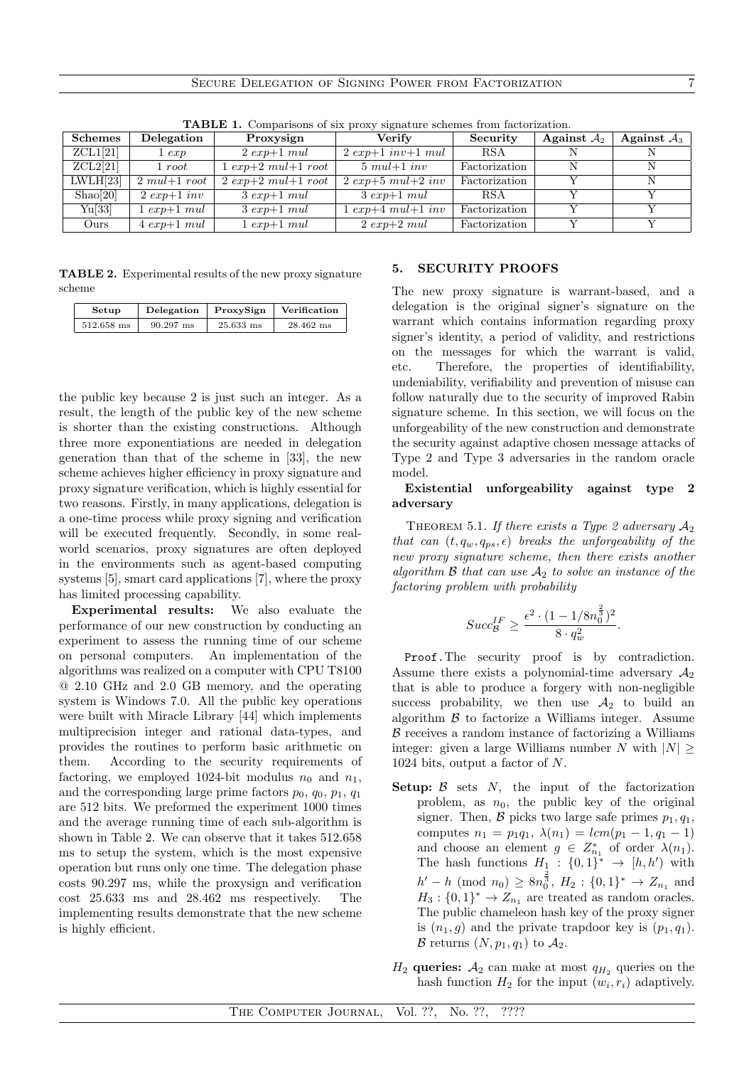**TABLE 1.** Comparisons of six proxy signature schemes from factorization.

| Schemes | Delegation | Proxysign | Verify | Security | Against $\mathcal{A}_2$ | Against $\mathcal{A}_3$ |
|---|---|---|---|---|---|---|
| ZCL1[21] | 1 *exp* | 2 *exp*+1 *mul* | 2 *exp*+1 *inv*+1 *mul* | RSA | N | N |
| ZCL2[21] | 1 *root* | 1 *exp*+2 *mul*+1 *root* | 5 *mul*+1 *inv* | Factorization | N | N |
| LWLH[23] | 2 *mul*+1 *root* | 2 *exp*+2 *mul*+1 *root* | 2 *exp*+5 *mul*+2 *inv* | Factorization | Y | N |
| Shao[20] | 2 *exp*+1 *inv* | 3 *exp*+1 *mul* | 3 *exp*+1 *mul* | RSA | Y | Y |
| Yu[33] | 1 *exp*+1 *mul* | 3 *exp*+1 *mul* | 1 *exp*+4 *mul*+1 *inv* | Factorization | Y | Y |
| Ours | 4 *exp*+1 *mul* | 1 *exp*+1 *mul* | 2 *exp*+2 *mul* | Factorization | Y | Y |

**TABLE 2.** Experimental results of the new proxy signature scheme

| Setup | Delegation | ProxySign | Verification |
|---|---|---|---|
| 512.658 ms | 90.297 ms | 25.633 ms | 28.462 ms |

the public key because 2 is just such an integer. As a result, the length of the public key of the new scheme is shorter than the existing constructions. Although three more exponentiations are needed in delegation generation than that of the scheme in [33], the new scheme achieves higher efficiency in proxy signature and proxy signature verification, which is highly essential for two reasons. Firstly, in many applications, delegation is a one-time process while proxy signing and verification will be executed frequently. Secondly, in some real-world scenarios, proxy signatures are often deployed in the environments such as agent-based computing systems [5], smart card applications [7], where the proxy has limited processing capability.

**Experimental results:** We also evaluate the performance of our new construction by conducting an experiment to assess the running time of our scheme on personal computers. An implementation of the algorithms was realized on a computer with CPU T8100 @ 2.10 GHz and 2.0 GB memory, and the operating system is Windows 7.0. All the public key operations were built with Miracle Library [44] which implements multiprecision integer and rational data-types, and provides the routines to perform basic arithmetic on them. According to the security requirements of factoring, we employed 1024-bit modulus $n_0$ and $n_1$, and the corresponding large prime factors $p_0$, $q_0$, $p_1$, $q_1$ are 512 bits. We preformed the experiment 1000 times and the average running time of each sub-algorithm is shown in Table 2. We can observe that it takes 512.658 ms to setup the system, which is the most expensive operation but runs only one time. The delegation phase costs 90.297 ms, while the proxysign and verification cost 25.633 ms and 28.462 ms respectively. The implementing results demonstrate that the new scheme is highly efficient.

## 5. SECURITY PROOFS

The new proxy signature is warrant-based, and a delegation is the original signer's signature on the warrant which contains information regarding proxy signer's identity, a period of validity, and restrictions on the messages for which the warrant is valid, etc. Therefore, the properties of identifiability, undeniability, verifiability and prevention of misuse can follow naturally due to the security of improved Rabin signature scheme. In this section, we will focus on the unforgeability of the new construction and demonstrate the security against adaptive chosen message attacks of Type 2 and Type 3 adversaries in the random oracle model.

### Existential unforgeability against type 2 adversary

THEOREM 5.1. *If there exists a Type 2 adversary $\mathcal{A}_2$ that can $(t, q_w, q_{ps}, \epsilon)$ breaks the unforgeability of the new proxy signature scheme, then there exists another algorithm $\mathcal{B}$ that can use $\mathcal{A}_2$ to solve an instance of the factoring problem with probability*

$$Succ_{\mathcal{B}}^{IF} \geq \frac{\epsilon^2 \cdot (1 - 1/8n_0^{\frac{2}{3}})^2}{8 \cdot q_w^2}.$$

Proof. The security proof is by contradiction. Assume there exists a polynomial-time adversary $\mathcal{A}_2$ that is able to produce a forgery with non-negligible success probability, we then use $\mathcal{A}_2$ to build an algorithm $\mathcal{B}$ to factorize a Williams integer. Assume $\mathcal{B}$ receives a random instance of factorizing a Williams integer: given a large Williams number $N$ with $|N| \geq$ 1024 bits, output a factor of $N$.

- **Setup:** $\mathcal{B}$ sets $N$, the input of the factorization problem, as $n_0$, the public key of the original signer. Then, $\mathcal{B}$ picks two large safe primes $p_1, q_1$, computes $n_1 = p_1 q_1$, $\lambda(n_1) = lcm(p_1 - 1, q_1 - 1)$ and choose an element $g \in Z_{n_1}^*$ of order $\lambda(n_1)$. The hash functions $H_1 : \{0,1\}^* \rightarrow [h, h']$ with $h' - h \pmod{n_0} \geq 8n_0^{\frac{2}{3}}$, $H_2 : \{0,1\}^* \rightarrow Z_{n_1}$ and $H_3 : \{0,1\}^* \rightarrow Z_{n_1}$ are treated as random oracles. The public chameleon hash key of the proxy signer is $(n_1, g)$ and the private trapdoor key is $(p_1, q_1)$. $\mathcal{B}$ returns $(N, p_1, q_1)$ to $\mathcal{A}_2$.
- **$H_2$ queries:** $\mathcal{A}_2$ can make at most $q_{H_2}$ queries on the hash function $H_2$ for the input $(w_i, r_i)$ adaptively.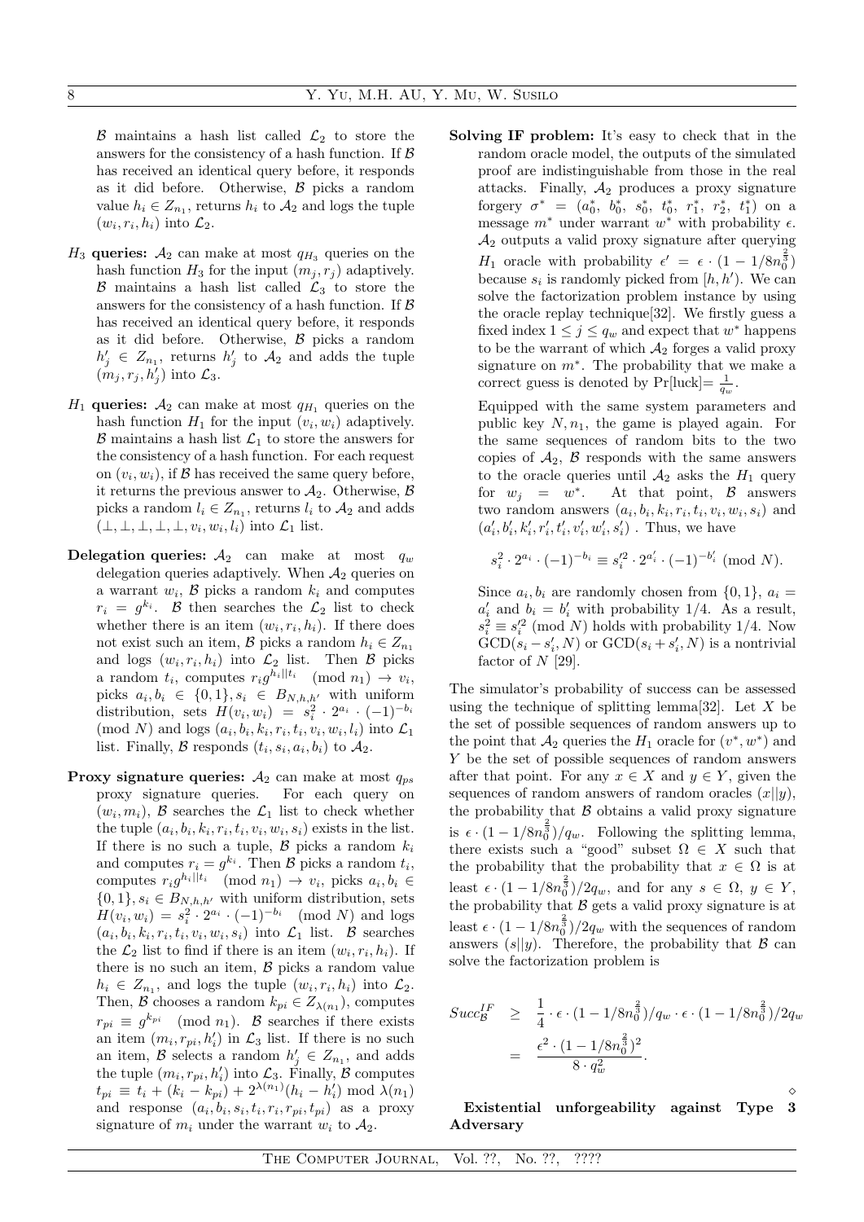$\mathcal{B}$ maintains a hash list called $\mathcal{L}_2$ to store the answers for the consistency of a hash function. If $\mathcal{B}$ has received an identical query before, it responds as it did before. Otherwise, $\mathcal{B}$ picks a random value $h_i \in Z_{n_1}$, returns $h_i$ to $\mathcal{A}_2$ and logs the tuple $(w_i, r_i, h_i)$ into $\mathcal{L}_2$.

**$H_3$ queries:** $\mathcal{A}_2$ can make at most $q_{H_3}$ queries on the hash function $H_3$ for the input $(m_j, r_j)$ adaptively. $\mathcal{B}$ maintains a hash list called $\mathcal{L}_3$ to store the answers for the consistency of a hash function. If $\mathcal{B}$ has received an identical query before, it responds as it did before. Otherwise, $\mathcal{B}$ picks a random $h'_j \in Z_{n_1}$, returns $h'_j$ to $\mathcal{A}_2$ and adds the tuple $(m_j, r_j, h'_j)$ into $\mathcal{L}_3$.

**$H_1$ queries:** $\mathcal{A}_2$ can make at most $q_{H_1}$ queries on the hash function $H_1$ for the input $(v_i, w_i)$ adaptively. $\mathcal{B}$ maintains a hash list $\mathcal{L}_1$ to store the answers for the consistency of a hash function. For each request on $(v_i, w_i)$, if $\mathcal{B}$ has received the same query before, it returns the previous answer to $\mathcal{A}_2$. Otherwise, $\mathcal{B}$ picks a random $l_i \in Z_{n_1}$, returns $l_i$ to $\mathcal{A}_2$ and adds $(\perp, \perp, \perp, \perp, \perp, v_i, w_i, l_i)$ into $\mathcal{L}_1$ list.

**Delegation queries:** $\mathcal{A}_2$ can make at most $q_w$ delegation queries adaptively. When $\mathcal{A}_2$ queries on a warrant $w_i$, $\mathcal{B}$ picks a random $k_i$ and computes $r_i = g^{k_i}$. $\mathcal{B}$ then searches the $\mathcal{L}_2$ list to check whether there is an item $(w_i, r_i, h_i)$. If there does not exist such an item, $\mathcal{B}$ picks a random $h_i \in Z_{n_1}$ and logs $(w_i, r_i, h_i)$ into $\mathcal{L}_2$ list. Then $\mathcal{B}$ picks a random $t_i$, computes $r_i g^{h_i || t_i} \pmod{n_1} \rightarrow v_i$, picks $a_i, b_i \in \{0,1\}, s_i \in B_{N,h,h'}$ with uniform distribution, sets $H(v_i, w_i) = s_i^2 \cdot 2^{a_i} \cdot (-1)^{-b_i} \pmod{N}$ and logs $(a_i, b_i, k_i, r_i, t_i, v_i, w_i, l_i)$ into $\mathcal{L}_1$ list. Finally, $\mathcal{B}$ responds $(t_i, s_i, a_i, b_i)$ to $\mathcal{A}_2$.

**Proxy signature queries:** $\mathcal{A}_2$ can make at most $q_{ps}$ proxy signature queries. For each query on $(w_i, m_i)$, $\mathcal{B}$ searches the $\mathcal{L}_1$ list to check whether the tuple $(a_i, b_i, k_i, r_i, t_i, v_i, w_i, s_i)$ exists in the list. If there is no such a tuple, $\mathcal{B}$ picks a random $k_i$ and computes $r_i = g^{k_i}$. Then $\mathcal{B}$ picks a random $t_i$, computes $r_i g^{h_i || t_i} \pmod{n_1} \rightarrow v_i$, picks $a_i, b_i \in \{0,1\}, s_i \in B_{N,h,h'}$ with uniform distribution, sets $H(v_i, w_i) = s_i^2 \cdot 2^{a_i} \cdot (-1)^{-b_i} \pmod{N}$ and logs $(a_i, b_i, k_i, r_i, t_i, v_i, w_i, s_i)$ into $\mathcal{L}_1$ list. $\mathcal{B}$ searches the $\mathcal{L}_2$ list to find if there is an item $(w_i, r_i, h_i)$. If there is no such an item, $\mathcal{B}$ picks a random value $h_i \in Z_{n_1}$, and logs the tuple $(w_i, r_i, h_i)$ into $\mathcal{L}_2$. Then, $\mathcal{B}$ chooses a random $k_{pi} \in Z_{\lambda(n_1)}$, computes $r_{pi} \equiv g^{k_{pi}} \pmod{n_1}$. $\mathcal{B}$ searches if there exists an item $(m_i, r_{pi}, h'_i)$ in $\mathcal{L}_3$ list. If there is no such an item, $\mathcal{B}$ selects a random $h'_j \in Z_{n_1}$, and adds the tuple $(m_i, r_{pi}, h'_i)$ into $\mathcal{L}_3$. Finally, $\mathcal{B}$ computes $t_{pi} \equiv t_i + (k_i - k_{pi}) + 2^{\lambda(n_1)}(h_i - h'_i) \bmod \lambda(n_1)$ and response $(a_i, b_i, s_i, t_i, r_i, r_{pi}, t_{pi})$ as a proxy signature of $m_i$ under the warrant $w_i$ to $\mathcal{A}_2$.

**Solving IF problem:** It's easy to check that in the random oracle model, the outputs of the simulated proof are indistinguishable from those in the real attacks. Finally, $\mathcal{A}_2$ produces a proxy signature forgery $\sigma^* = (a_0^*, b_0^*, s_0^*, t_0^*, r_1^*, r_2^*, t_1^*)$ on a message $m^*$ under warrant $w^*$ with probability $\epsilon$. $\mathcal{A}_2$ outputs a valid proxy signature after querying $H_1$ oracle with probability $\epsilon' = \epsilon \cdot (1 - 1/8n_0^{\frac{2}{3}})$ because $s_i$ is randomly picked from $[h, h')$. We can solve the factorization problem instance by using the oracle replay technique[32]. We firstly guess a fixed index $1 \le j \le q_w$ and expect that $w^*$ happens to be the warrant of which $\mathcal{A}_2$ forges a valid proxy signature on $m^*$. The probability that we make a correct guess is denoted by Pr[luck]$= \frac{1}{q_w}$.

Equipped with the same system parameters and public key $N, n_1$, the game is played again. For the same sequences of random bits to the two copies of $\mathcal{A}_2$, $\mathcal{B}$ responds with the same answers to the oracle queries until $\mathcal{A}_2$ asks the $H_1$ query for $w_j = w^*$. At that point, $\mathcal{B}$ answers two random answers $(a_i, b_i, k_i, r_i, t_i, v_i, w_i, s_i)$ and $(a'_i, b'_i, k'_i, r'_i, t'_i, v'_i, w'_i, s'_i)$ . Thus, we have

$$s_i^2 \cdot 2^{a_i} \cdot (-1)^{-b_i} \equiv s_i'^2 \cdot 2^{a'_i} \cdot (-1)^{-b'_i} \pmod{N}.$$

Since $a_i, b_i$ are randomly chosen from $\{0,1\}$, $a_i = a'_i$ and $b_i = b'_i$ with probability $1/4$. As a result, $s_i^2 \equiv s_i'^2 \pmod{N}$ holds with probability $1/4$. Now $\text{GCD}(s_i - s'_i, N)$ or $\text{GCD}(s_i + s'_i, N)$ is a nontrivial factor of $N$ [29].

The simulator's probability of success can be assessed using the technique of splitting lemma[32]. Let $X$ be the set of possible sequences of random answers up to the point that $\mathcal{A}_2$ queries the $H_1$ oracle for $(v^*, w^*)$ and $Y$ be the set of possible sequences of random answers after that point. For any $x \in X$ and $y \in Y$, given the sequences of random answers of random oracles $(x||y)$, the probability that $\mathcal{B}$ obtains a valid proxy signature is $\epsilon \cdot (1 - 1/8n_0^{\frac{2}{3}})/q_w$. Following the splitting lemma, there exists such a "good" subset $\Omega \in X$ such that the probability that the probability that $x \in \Omega$ is at least $\epsilon \cdot (1 - 1/8n_0^{\frac{2}{3}})/2q_w$, and for any $s \in \Omega$, $y \in Y$, the probability that $\mathcal{B}$ gets a valid proxy signature is at least $\epsilon \cdot (1 - 1/8n_0^{\frac{2}{3}})/2q_w$ with the sequences of random answers $(s||y)$. Therefore, the probability that $\mathcal{B}$ can solve the factorization problem is

$$\begin{aligned} Succ_{\mathcal{B}}^{IF} &\ge \frac{1}{4} \cdot \epsilon \cdot (1 - 1/8n_0^{\frac{2}{3}})/q_w \cdot \epsilon \cdot (1 - 1/8n_0^{\frac{2}{3}})/2q_w \\ &= \frac{\epsilon^2 \cdot (1 - 1/8n_0^{\frac{2}{3}})^2}{8 \cdot q_w^2}. \end{aligned}$$

$\diamond$

**Existential unforgeability against Type 3 Adversary**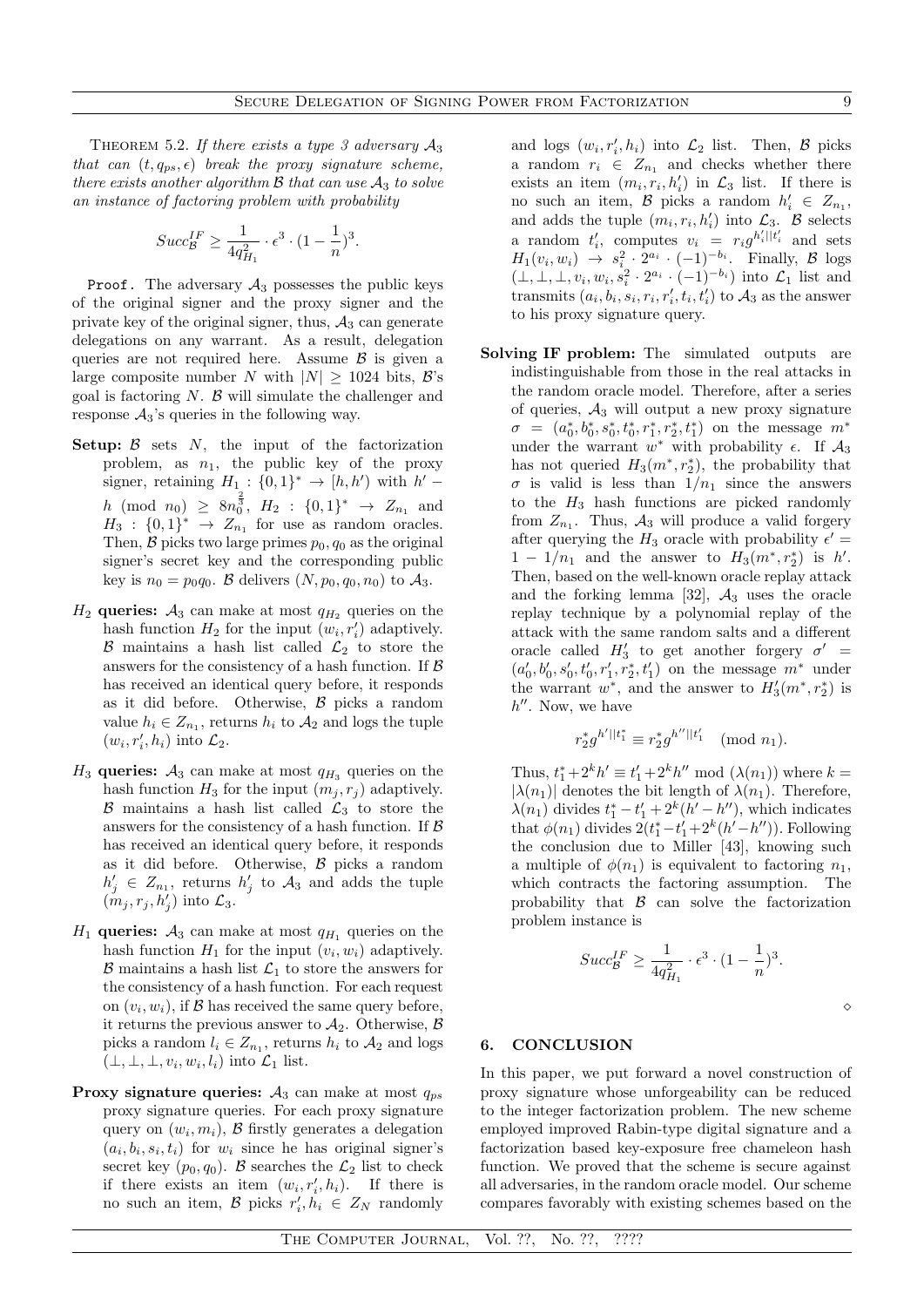Theorem 5.2. *If there exists a type 3 adversary $\mathcal{A}_3$ that can $(t, q_{ps}, \epsilon)$ break the proxy signature scheme, there exists another algorithm $\mathcal{B}$ that can use $\mathcal{A}_3$ to solve an instance of factoring problem with probability*

$$Succ_{\mathcal{B}}^{IF} \geq \frac{1}{4q_{H_1}^2} \cdot \epsilon^3 \cdot (1 - \frac{1}{n})^3.$$

Proof. The adversary $\mathcal{A}_3$ possesses the public keys of the original signer and the proxy signer and the private key of the original signer, thus, $\mathcal{A}_3$ can generate delegations on any warrant. As a result, delegation queries are not required here. Assume $\mathcal{B}$ is given a large composite number $N$ with $|N| \geq 1024$ bits, $\mathcal{B}$'s goal is factoring $N$. $\mathcal{B}$ will simulate the challenger and response $\mathcal{A}_3$'s queries in the following way.

**Setup:** $\mathcal{B}$ sets $N$, the input of the factorization problem, as $n_1$, the public key of the proxy signer, retaining $H_1 : \{0,1\}^* \to [h, h')$ with $h' - h \pmod{n_0} \geq 8n_0^{\frac{2}{3}}$, $H_2 : \{0,1\}^* \to Z_{n_1}$ and $H_3 : \{0,1\}^* \to Z_{n_1}$ for use as random oracles. Then, $\mathcal{B}$ picks two large primes $p_0, q_0$ as the original signer's secret key and the corresponding public key is $n_0 = p_0 q_0$. $\mathcal{B}$ delivers $(N, p_0, q_0, n_0)$ to $\mathcal{A}_3$.

**$H_2$ queries:** $\mathcal{A}_3$ can make at most $q_{H_2}$ queries on the hash function $H_2$ for the input $(w_i, r_i')$ adaptively. $\mathcal{B}$ maintains a hash list called $\mathcal{L}_2$ to store the answers for the consistency of a hash function. If $\mathcal{B}$ has received an identical query before, it responds as it did before. Otherwise, $\mathcal{B}$ picks a random value $h_i \in Z_{n_1}$, returns $h_i$ to $\mathcal{A}_2$ and logs the tuple $(w_i, r_i', h_i)$ into $\mathcal{L}_2$.

**$H_3$ queries:** $\mathcal{A}_3$ can make at most $q_{H_3}$ queries on the hash function $H_3$ for the input $(m_j, r_j)$ adaptively. $\mathcal{B}$ maintains a hash list called $\mathcal{L}_3$ to store the answers for the consistency of a hash function. If $\mathcal{B}$ has received an identical query before, it responds as it did before. Otherwise, $\mathcal{B}$ picks a random $h_j' \in Z_{n_1}$, returns $h_j'$ to $\mathcal{A}_3$ and adds the tuple $(m_j, r_j, h_j')$ into $\mathcal{L}_3$.

**$H_1$ queries:** $\mathcal{A}_3$ can make at most $q_{H_1}$ queries on the hash function $H_1$ for the input $(v_i, w_i)$ adaptively. $\mathcal{B}$ maintains a hash list $\mathcal{L}_1$ to store the answers for the consistency of a hash function. For each request on $(v_i, w_i)$, if $\mathcal{B}$ has received the same query before, it returns the previous answer to $\mathcal{A}_2$. Otherwise, $\mathcal{B}$ picks a random $l_i \in Z_{n_1}$, returns $h_i$ to $\mathcal{A}_2$ and logs $(\perp, \perp, \perp, v_i, w_i, l_i)$ into $\mathcal{L}_1$ list.

**Proxy signature queries:** $\mathcal{A}_3$ can make at most $q_{ps}$ proxy signature queries. For each proxy signature query on $(w_i, m_i)$, $\mathcal{B}$ firstly generates a delegation $(a_i, b_i, s_i, t_i)$ for $w_i$ since he has original signer's secret key $(p_0, q_0)$. $\mathcal{B}$ searches the $\mathcal{L}_2$ list to check if there exists an item $(w_i, r_i', h_i)$. If there is no such an item, $\mathcal{B}$ picks $r_i', h_i \in Z_N$ randomly and logs $(w_i, r_i', h_i)$ into $\mathcal{L}_2$ list. Then, $\mathcal{B}$ picks a random $r_i \in Z_{n_1}$ and checks whether there exists an item $(m_i, r_i, h_i')$ in $\mathcal{L}_3$ list. If there is no such an item, $\mathcal{B}$ picks a random $h_i' \in Z_{n_1}$, and adds the tuple $(m_i, r_i, h_i')$ into $\mathcal{L}_3$. $\mathcal{B}$ selects a random $t_i'$, computes $v_i = r_i g^{h_i' || t_i'}$ and sets $H_1(v_i, w_i) \to s_i^2 \cdot 2^{a_i} \cdot (-1)^{-b_i}$. Finally, $\mathcal{B}$ logs $(\perp, \perp, \perp, v_i, w_i, s_i^2 \cdot 2^{a_i} \cdot (-1)^{-b_i})$ into $\mathcal{L}_1$ list and transmits $(a_i, b_i, s_i, r_i, r_i', t_i, t_i')$ to $\mathcal{A}_3$ as the answer to his proxy signature query.

**Solving IF problem:** The simulated outputs are indistinguishable from those in the real attacks in the random oracle model. Therefore, after a series of queries, $\mathcal{A}_3$ will output a new proxy signature $\sigma = (a_0^*, b_0^*, s_0^*, t_0^*, r_1^*, r_2^*, t_1^*)$ on the message $m^*$ under the warrant $w^*$ with probability $\epsilon$. If $\mathcal{A}_3$ has not queried $H_3(m^*, r_2^*)$, the probability that $\sigma$ is valid is less than $1/n_1$ since the answers to the $H_3$ hash functions are picked randomly from $Z_{n_1}$. Thus, $\mathcal{A}_3$ will produce a valid forgery after querying the $H_3$ oracle with probability $\epsilon' = 1 - 1/n_1$ and the answer to $H_3(m^*, r_2^*)$ is $h'$. Then, based on the well-known oracle replay attack and the forking lemma [32], $\mathcal{A}_3$ uses the oracle replay technique by a polynomial replay of the attack with the same random salts and a different oracle called $H_3'$ to get another forgery $\sigma' = (a_0', b_0', s_0', t_0', r_1', r_2^*, t_1')$ on the message $m^*$ under the warrant $w^*$, and the answer to $H_3'(m^*, r_2^*)$ is $h''$. Now, we have

$$r_2^* g^{h' || t_1^*} \equiv r_2^* g^{h'' || t_1'} \pmod{n_1}.$$

Thus, $t_1^* + 2^k h' \equiv t_1' + 2^k h'' \bmod (\lambda(n_1))$ where $k = |\lambda(n_1)|$ denotes the bit length of $\lambda(n_1)$. Therefore, $\lambda(n_1)$ divides $t_1^* - t_1' + 2^k(h' - h'')$, which indicates that $\phi(n_1)$ divides $2(t_1^* - t_1' + 2^k(h' - h''))$. Following the conclusion due to Miller [43], knowing such a multiple of $\phi(n_1)$ is equivalent to factoring $n_1$, which contracts the factoring assumption. The probability that $\mathcal{B}$ can solve the factorization problem instance is

$$Succ_{\mathcal{B}}^{IF} \geq \frac{1}{4q_{H_1}^2} \cdot \epsilon^3 \cdot (1 - \frac{1}{n})^3.$$

$\diamond$

## 6. CONCLUSION

In this paper, we put forward a novel construction of proxy signature whose unforgeability can be reduced to the integer factorization problem. The new scheme employed improved Rabin-type digital signature and a factorization based key-exposure free chameleon hash function. We proved that the scheme is secure against all adversaries, in the random oracle model. Our scheme compares favorably with existing schemes based on the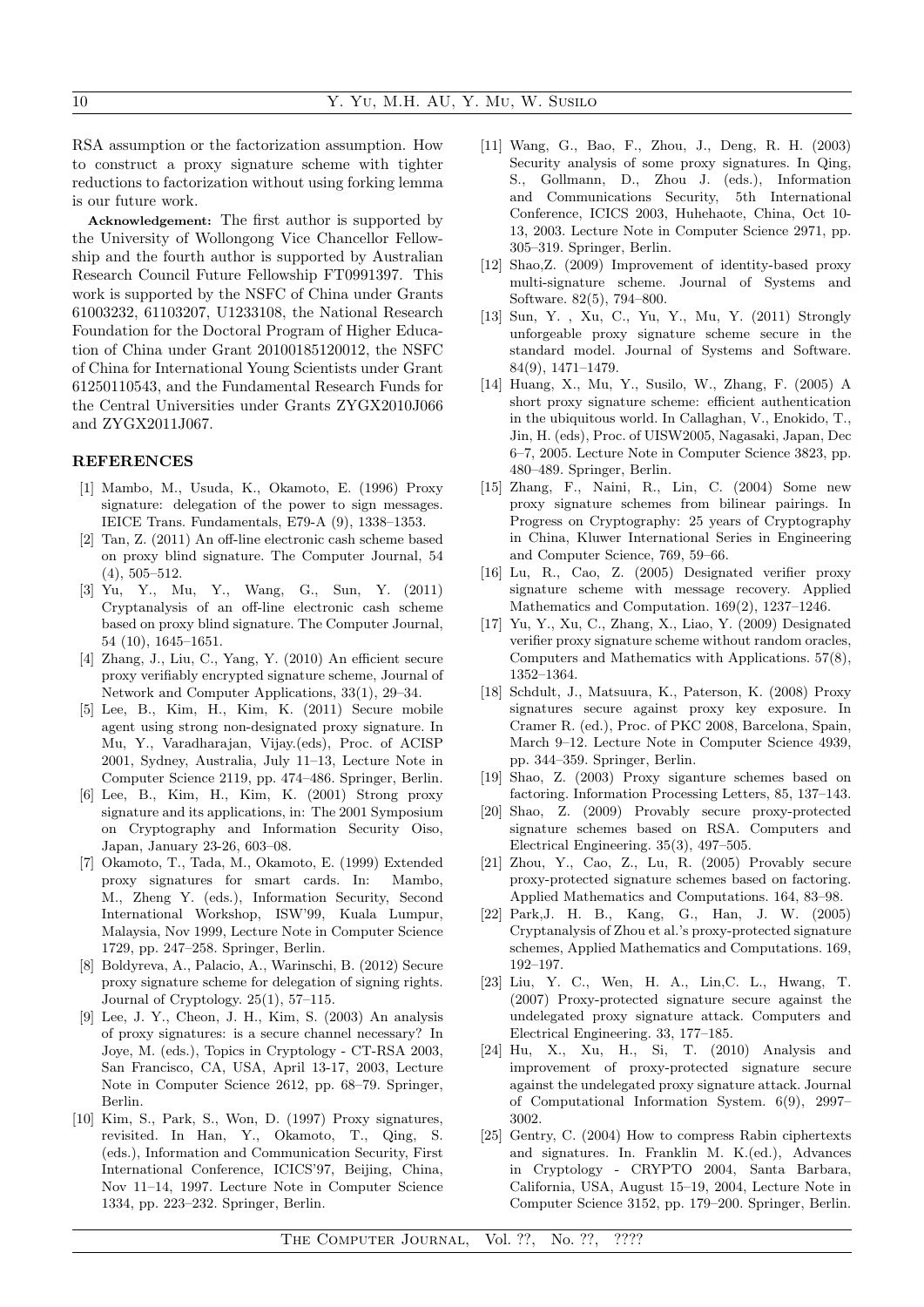RSA assumption or the factorization assumption. How to construct a proxy signature scheme with tighter reductions to factorization without using forking lemma is our future work.

**Acknowledgement:** The first author is supported by the University of Wollongong Vice Chancellor Fellowship and the fourth author is supported by Australian Research Council Future Fellowship FT0991397. This work is supported by the NSFC of China under Grants 61003232, 61103207, U1233108, the National Research Foundation for the Doctoral Program of Higher Education of China under Grant 20100185120012, the NSFC of China for International Young Scientists under Grant 61250110543, and the Fundamental Research Funds for the Central Universities under Grants ZYGX2010J066 and ZYGX2011J067.

## REFERENCES

[1] Mambo, M., Usuda, K., Okamoto, E. (1996) Proxy signature: delegation of the power to sign messages. IEICE Trans. Fundamentals, E79-A (9), 1338–1353.

[2] Tan, Z. (2011) An off-line electronic cash scheme based on proxy blind signature. The Computer Journal, 54 (4), 505–512.

[3] Yu, Y., Mu, Y., Wang, G., Sun, Y. (2011) Cryptanalysis of an off-line electronic cash scheme based on proxy blind signature. The Computer Journal, 54 (10), 1645–1651.

[4] Zhang, J., Liu, C., Yang, Y. (2010) An efficient secure proxy verifiably encrypted signature scheme, Journal of Network and Computer Applications, 33(1), 29–34.

[5] Lee, B., Kim, H., Kim, K. (2011) Secure mobile agent using strong non-designated proxy signature. In Mu, Y., Varadharajan, Vijay.(eds), Proc. of ACISP 2001, Sydney, Australia, July 11–13, Lecture Note in Computer Science 2119, pp. 474–486. Springer, Berlin.

[6] Lee, B., Kim, H., Kim, K. (2001) Strong proxy signature and its applications, in: The 2001 Symposium on Cryptography and Information Security Oiso, Japan, January 23-26, 603–08.

[7] Okamoto, T., Tada, M., Okamoto, E. (1999) Extended proxy signatures for smart cards. In: Mambo, M., Zheng Y. (eds.), Information Security, Second International Workshop, ISW'99, Kuala Lumpur, Malaysia, Nov 1999, Lecture Note in Computer Science 1729, pp. 247–258. Springer, Berlin.

[8] Boldyreva, A., Palacio, A., Warinschi, B. (2012) Secure proxy signature scheme for delegation of signing rights. Journal of Cryptology. 25(1), 57–115.

[9] Lee, J. Y., Cheon, J. H., Kim, S. (2003) An analysis of proxy signatures: is a secure channel necessary? In Joye, M. (eds.), Topics in Cryptology - CT-RSA 2003, San Francisco, CA, USA, April 13-17, 2003, Lecture Note in Computer Science 2612, pp. 68–79. Springer, Berlin.

[10] Kim, S., Park, S., Won, D. (1997) Proxy signatures, revisited. In Han, Y., Okamoto, T., Qing, S. (eds.), Information and Communication Security, First International Conference, ICICS'97, Beijing, China, Nov 11–14, 1997. Lecture Note in Computer Science 1334, pp. 223–232. Springer, Berlin.

[11] Wang, G., Bao, F., Zhou, J., Deng, R. H. (2003) Security analysis of some proxy signatures. In Qing, S., Gollmann, D., Zhou J. (eds.), Information and Communications Security, 5th International Conference, ICICS 2003, Huhehaote, China, Oct 10-13, 2003. Lecture Note in Computer Science 2971, pp. 305–319. Springer, Berlin.

[12] Shao,Z. (2009) Improvement of identity-based proxy multi-signature scheme. Journal of Systems and Software. 82(5), 794–800.

[13] Sun, Y. , Xu, C., Yu, Y., Mu, Y. (2011) Strongly unforgeable proxy signature scheme secure in the standard model. Journal of Systems and Software. 84(9), 1471–1479.

[14] Huang, X., Mu, Y., Susilo, W., Zhang, F. (2005) A short proxy signature scheme: efficient authentication in the ubiquitous world. In Callaghan, V., Enokido, T., Jin, H. (eds), Proc. of UISW2005, Nagasaki, Japan, Dec 6–7, 2005. Lecture Note in Computer Science 3823, pp. 480–489. Springer, Berlin.

[15] Zhang, F., Naini, R., Lin, C. (2004) Some new proxy signature schemes from bilinear pairings. In Progress on Cryptography: 25 years of Cryptography in China, Kluwer International Series in Engineering and Computer Science, 769, 59–66.

[16] Lu, R., Cao, Z. (2005) Designated verifier proxy signature scheme with message recovery. Applied Mathematics and Computation. 169(2), 1237–1246.

[17] Yu, Y., Xu, C., Zhang, X., Liao, Y. (2009) Designated verifier proxy signature scheme without random oracles, Computers and Mathematics with Applications. 57(8), 1352–1364.

[18] Schdult, J., Matsuura, K., Paterson, K. (2008) Proxy signatures secure against proxy key exposure. In Cramer R. (ed.), Proc. of PKC 2008, Barcelona, Spain, March 9–12. Lecture Note in Computer Science 4939, pp. 344–359. Springer, Berlin.

[19] Shao, Z. (2003) Proxy siganture schemes based on factoring. Information Processing Letters, 85, 137–143.

[20] Shao, Z. (2009) Provably secure proxy-protected signature schemes based on RSA. Computers and Electrical Engineering. 35(3), 497–505.

[21] Zhou, Y., Cao, Z., Lu, R. (2005) Provably secure proxy-protected signature schemes based on factoring. Applied Mathematics and Computations. 164, 83–98.

[22] Park,J. H. B., Kang, G., Han, J. W. (2005) Cryptanalysis of Zhou et al.'s proxy-protected signature schemes, Applied Mathematics and Computations. 169, 192–197.

[23] Liu, Y. C., Wen, H. A., Lin,C. L., Hwang, T. (2007) Proxy-protected signature secure against the undelegated proxy signature attack. Computers and Electrical Engineering. 33, 177–185.

[24] Hu, X., Xu, H., Si, T. (2010) Analysis and improvement of proxy-protected signature secure against the undelegated proxy signature attack. Journal of Computational Information System. 6(9), 2997–3002.

[25] Gentry, C. (2004) How to compress Rabin ciphertexts and signatures. In. Franklin M. K.(ed.), Advances in Cryptology - CRYPTO 2004, Santa Barbara, California, USA, August 15–19, 2004, Lecture Note in Computer Science 3152, pp. 179–200. Springer, Berlin.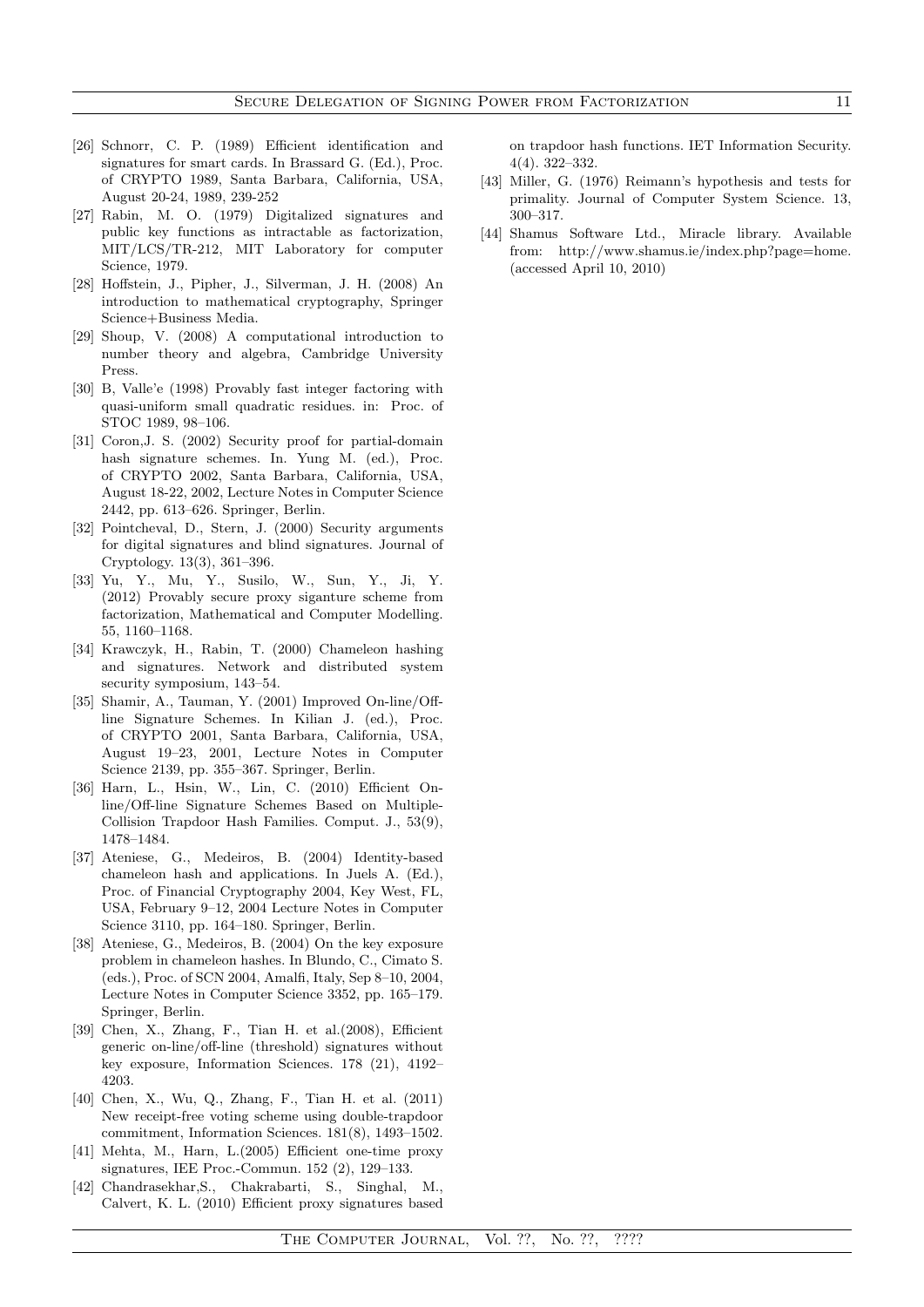[26] Schnorr, C. P. (1989) Efficient identification and signatures for smart cards. In Brassard G. (Ed.), Proc. of CRYPTO 1989, Santa Barbara, California, USA, August 20-24, 1989, 239-252

[27] Rabin, M. O. (1979) Digitalized signatures and public key functions as intractable as factorization, MIT/LCS/TR-212, MIT Laboratory for computer Science, 1979.

[28] Hoffstein, J., Pipher, J., Silverman, J. H. (2008) An introduction to mathematical cryptography, Springer Science+Business Media.

[29] Shoup, V. (2008) A computational introduction to number theory and algebra, Cambridge University Press.

[30] B, Valle'e (1998) Provably fast integer factoring with quasi-uniform small quadratic residues. in: Proc. of STOC 1989, 98–106.

[31] Coron,J. S. (2002) Security proof for partial-domain hash signature schemes. In. Yung M. (ed.), Proc. of CRYPTO 2002, Santa Barbara, California, USA, August 18-22, 2002, Lecture Notes in Computer Science 2442, pp. 613–626. Springer, Berlin.

[32] Pointcheval, D., Stern, J. (2000) Security arguments for digital signatures and blind signatures. Journal of Cryptology. 13(3), 361–396.

[33] Yu, Y., Mu, Y., Susilo, W., Sun, Y., Ji, Y. (2012) Provably secure proxy siganture scheme from factorization, Mathematical and Computer Modelling. 55, 1160–1168.

[34] Krawczyk, H., Rabin, T. (2000) Chameleon hashing and signatures. Network and distributed system security symposium, 143–54.

[35] Shamir, A., Tauman, Y. (2001) Improved On-line/Off-line Signature Schemes. In Kilian J. (ed.), Proc. of CRYPTO 2001, Santa Barbara, California, USA, August 19–23, 2001, Lecture Notes in Computer Science 2139, pp. 355–367. Springer, Berlin.

[36] Harn, L., Hsin, W., Lin, C. (2010) Efficient On-line/Off-line Signature Schemes Based on Multiple-Collision Trapdoor Hash Families. Comput. J., 53(9), 1478–1484.

[37] Ateniese, G., Medeiros, B. (2004) Identity-based chameleon hash and applications. In Juels A. (Ed.), Proc. of Financial Cryptography 2004, Key West, FL, USA, February 9–12, 2004 Lecture Notes in Computer Science 3110, pp. 164–180. Springer, Berlin.

[38] Ateniese, G., Medeiros, B. (2004) On the key exposure problem in chameleon hashes. In Blundo, C., Cimato S. (eds.), Proc. of SCN 2004, Amalfi, Italy, Sep 8–10, 2004, Lecture Notes in Computer Science 3352, pp. 165–179. Springer, Berlin.

[39] Chen, X., Zhang, F., Tian H. et al.(2008), Efficient generic on-line/off-line (threshold) signatures without key exposure, Information Sciences. 178 (21), 4192–4203.

[40] Chen, X., Wu, Q., Zhang, F., Tian H. et al. (2011) New receipt-free voting scheme using double-trapdoor commitment, Information Sciences. 181(8), 1493–1502.

[41] Mehta, M., Harn, L.(2005) Efficient one-time proxy signatures, IEE Proc.-Commun. 152 (2), 129–133.

[42] Chandrasekhar,S., Chakrabarti, S., Singhal, M., Calvert, K. L. (2010) Efficient proxy signatures based on trapdoor hash functions. IET Information Security. 4(4). 322–332.

[43] Miller, G. (1976) Reimann's hypothesis and tests for primality. Journal of Computer System Science. 13, 300–317.

[44] Shamus Software Ltd., Miracle library. Available from: http://www.shamus.ie/index.php?page=home. (accessed April 10, 2010)